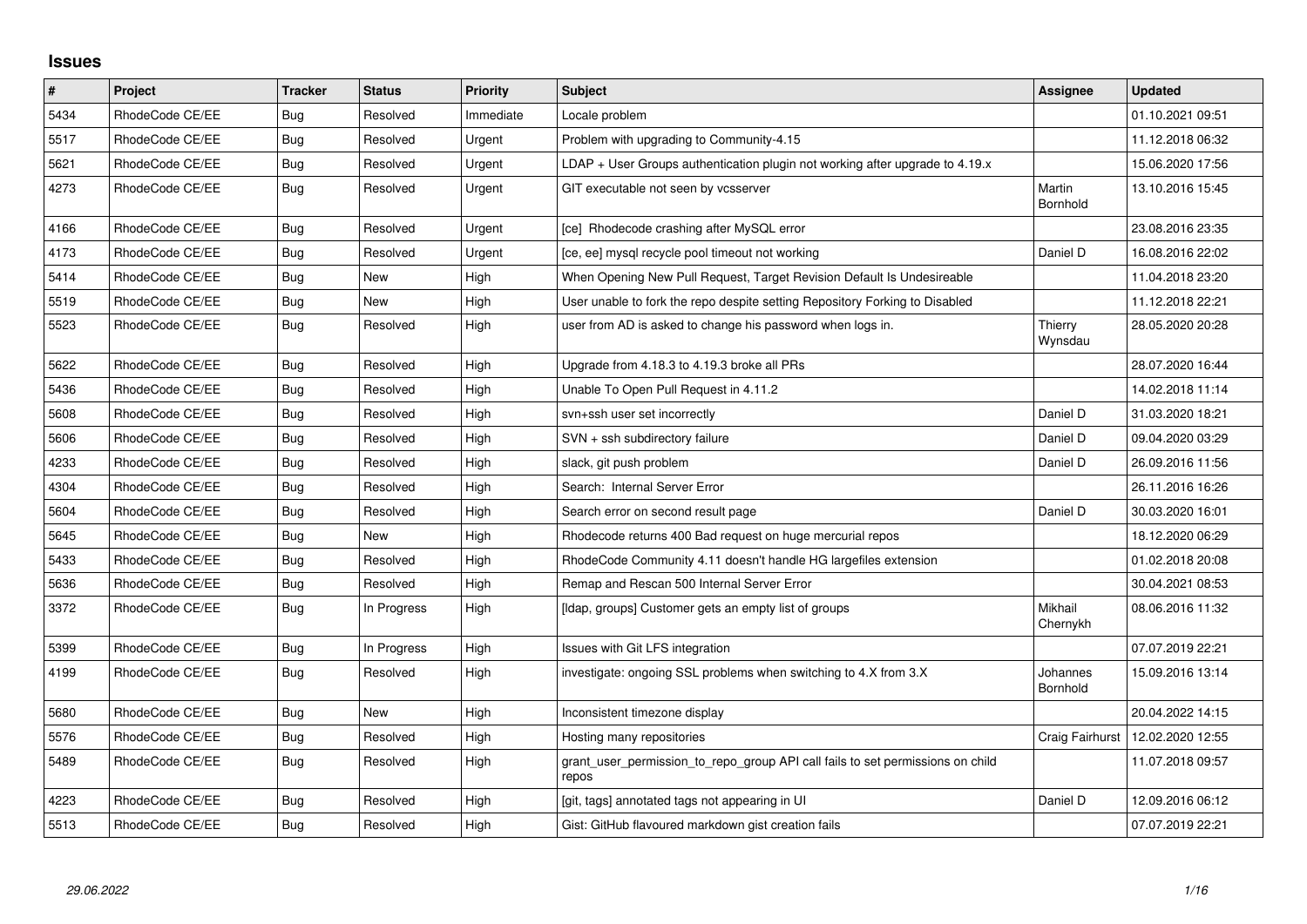# Issues

| # | Project | Tracker | Status | Priority | Subject | Assignee | Updated |
|---|---|---|---|---|---|---|---|
| 5434 | RhodeCode CE/EE | Bug | Resolved | Immediate | Locale problem | | 01.10.2021 09:51 |
| 5517 | RhodeCode CE/EE | Bug | Resolved | Urgent | Problem with upgrading to Community-4.15 | | 11.12.2018 06:32 |
| 5621 | RhodeCode CE/EE | Bug | Resolved | Urgent | LDAP + User Groups authentication plugin not working after upgrade to 4.19.x | | 15.06.2020 17:56 |
| 4273 | RhodeCode CE/EE | Bug | Resolved | Urgent | GIT executable not seen by vcsserver | Martin Bornhold | 13.10.2016 15:45 |
| 4166 | RhodeCode CE/EE | Bug | Resolved | Urgent | [ce] Rhodecode crashing after MySQL error | | 23.08.2016 23:35 |
| 4173 | RhodeCode CE/EE | Bug | Resolved | Urgent | [ce, ee] mysql recycle pool timeout not working | Daniel D | 16.08.2016 22:02 |
| 5414 | RhodeCode CE/EE | Bug | New | High | When Opening New Pull Request, Target Revision Default Is Undesireable | | 11.04.2018 23:20 |
| 5519 | RhodeCode CE/EE | Bug | New | High | User unable to fork the repo despite setting Repository Forking to Disabled | | 11.12.2018 22:21 |
| 5523 | RhodeCode CE/EE | Bug | Resolved | High | user from AD is asked to change his password when logs in. | Thierry Wynsdau | 28.05.2020 20:28 |
| 5622 | RhodeCode CE/EE | Bug | Resolved | High | Upgrade from 4.18.3 to 4.19.3 broke all PRs | | 28.07.2020 16:44 |
| 5436 | RhodeCode CE/EE | Bug | Resolved | High | Unable To Open Pull Request in 4.11.2 | | 14.02.2018 11:14 |
| 5608 | RhodeCode CE/EE | Bug | Resolved | High | svn+ssh user set incorrectly | Daniel D | 31.03.2020 18:21 |
| 5606 | RhodeCode CE/EE | Bug | Resolved | High | SVN + ssh subdirectory failure | Daniel D | 09.04.2020 03:29 |
| 4233 | RhodeCode CE/EE | Bug | Resolved | High | slack, git push problem | Daniel D | 26.09.2016 11:56 |
| 4304 | RhodeCode CE/EE | Bug | Resolved | High | Search:  Internal Server Error | | 26.11.2016 16:26 |
| 5604 | RhodeCode CE/EE | Bug | Resolved | High | Search error on second result page | Daniel D | 30.03.2020 16:01 |
| 5645 | RhodeCode CE/EE | Bug | New | High | Rhodecode returns 400 Bad request on huge mercurial repos | | 18.12.2020 06:29 |
| 5433 | RhodeCode CE/EE | Bug | Resolved | High | RhodeCode Community 4.11 doesn't handle HG largefiles extension | | 01.02.2018 20:08 |
| 5636 | RhodeCode CE/EE | Bug | Resolved | High | Remap and Rescan 500 Internal Server Error | | 30.04.2021 08:53 |
| 3372 | RhodeCode CE/EE | Bug | In Progress | High | [ldap, groups] Customer gets an empty list of groups | Mikhail Chernykh | 08.06.2016 11:32 |
| 5399 | RhodeCode CE/EE | Bug | In Progress | High | Issues with Git LFS integration | | 07.07.2019 22:21 |
| 4199 | RhodeCode CE/EE | Bug | Resolved | High | investigate: ongoing SSL problems when switching to 4.X from 3.X | Johannes Bornhold | 15.09.2016 13:14 |
| 5680 | RhodeCode CE/EE | Bug | New | High | Inconsistent timezone display | | 20.04.2022 14:15 |
| 5576 | RhodeCode CE/EE | Bug | Resolved | High | Hosting many repositories | Craig Fairhurst | 12.02.2020 12:55 |
| 5489 | RhodeCode CE/EE | Bug | Resolved | High | grant_user_permission_to_repo_group API call fails to set permissions on child repos | | 11.07.2018 09:57 |
| 4223 | RhodeCode CE/EE | Bug | Resolved | High | [git, tags] annotated tags not appearing in UI | Daniel D | 12.09.2016 06:12 |
| 5513 | RhodeCode CE/EE | Bug | Resolved | High | Gist: GitHub flavoured markdown gist creation fails | | 07.07.2019 22:21 |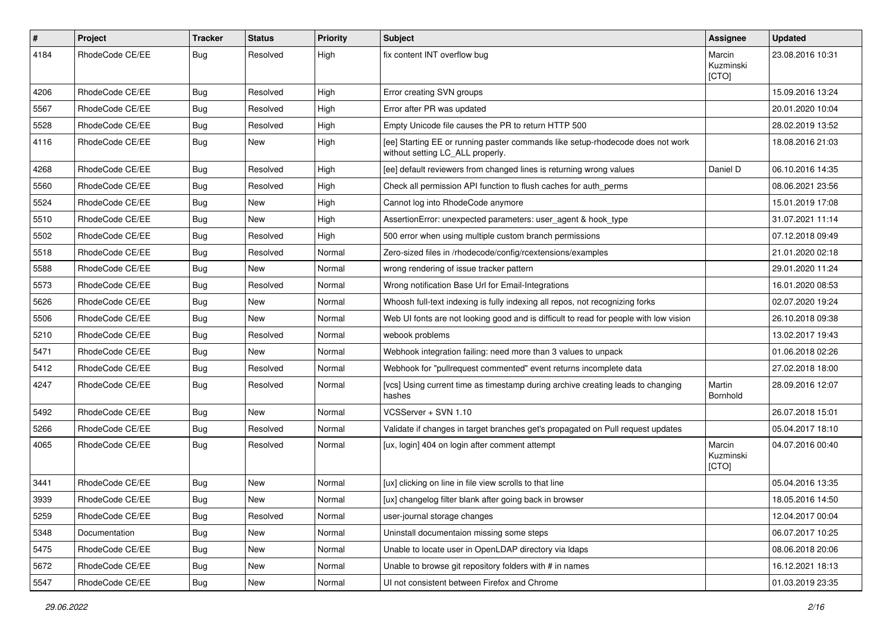| # | Project | Tracker | Status | Priority | Subject | Assignee | Updated |
|---|---|---|---|---|---|---|---|
| 4184 | RhodeCode CE/EE | Bug | Resolved | High | fix content INT overflow bug | Marcin Kuzminski [CTO] | 23.08.2016 10:31 |
| 4206 | RhodeCode CE/EE | Bug | Resolved | High | Error creating SVN groups | | 15.09.2016 13:24 |
| 5567 | RhodeCode CE/EE | Bug | Resolved | High | Error after PR was updated | | 20.01.2020 10:04 |
| 5528 | RhodeCode CE/EE | Bug | Resolved | High | Empty Unicode file causes the PR to return HTTP 500 | | 28.02.2019 13:52 |
| 4116 | RhodeCode CE/EE | Bug | New | High | [ee] Starting EE or running paster commands like setup-rhodecode does not work without setting LC_ALL properly. | | 18.08.2016 21:03 |
| 4268 | RhodeCode CE/EE | Bug | Resolved | High | [ee] default reviewers from changed lines is returning wrong values | Daniel D | 06.10.2016 14:35 |
| 5560 | RhodeCode CE/EE | Bug | Resolved | High | Check all permission API function to flush caches for auth_perms | | 08.06.2021 23:56 |
| 5524 | RhodeCode CE/EE | Bug | New | High | Cannot log into RhodeCode anymore | | 15.01.2019 17:08 |
| 5510 | RhodeCode CE/EE | Bug | New | High | AssertionError: unexpected parameters: user_agent & hook_type | | 31.07.2021 11:14 |
| 5502 | RhodeCode CE/EE | Bug | Resolved | High | 500 error when using multiple custom branch permissions | | 07.12.2018 09:49 |
| 5518 | RhodeCode CE/EE | Bug | Resolved | Normal | Zero-sized files in /rhodecode/config/rcextensions/examples | | 21.01.2020 02:18 |
| 5588 | RhodeCode CE/EE | Bug | New | Normal | wrong rendering of issue tracker pattern | | 29.01.2020 11:24 |
| 5573 | RhodeCode CE/EE | Bug | Resolved | Normal | Wrong notification Base Url for Email-Integrations | | 16.01.2020 08:53 |
| 5626 | RhodeCode CE/EE | Bug | New | Normal | Whoosh full-text indexing is fully indexing all repos, not recognizing forks | | 02.07.2020 19:24 |
| 5506 | RhodeCode CE/EE | Bug | New | Normal | Web UI fonts are not looking good and is difficult to read for people with low vision | | 26.10.2018 09:38 |
| 5210 | RhodeCode CE/EE | Bug | Resolved | Normal | webook problems | | 13.02.2017 19:43 |
| 5471 | RhodeCode CE/EE | Bug | New | Normal | Webhook integration failing: need more than 3 values to unpack | | 01.06.2018 02:26 |
| 5412 | RhodeCode CE/EE | Bug | Resolved | Normal | Webhook for "pullrequest commented" event returns incomplete data | | 27.02.2018 18:00 |
| 4247 | RhodeCode CE/EE | Bug | Resolved | Normal | [vcs] Using current time as timestamp during archive creating leads to changing hashes | Martin Bornhold | 28.09.2016 12:07 |
| 5492 | RhodeCode CE/EE | Bug | New | Normal | VCSServer + SVN 1.10 | | 26.07.2018 15:01 |
| 5266 | RhodeCode CE/EE | Bug | Resolved | Normal | Validate if changes in target branches get's propagated on Pull request updates | | 05.04.2017 18:10 |
| 4065 | RhodeCode CE/EE | Bug | Resolved | Normal | [ux, login] 404 on login after comment attempt | Marcin Kuzminski [CTO] | 04.07.2016 00:40 |
| 3441 | RhodeCode CE/EE | Bug | New | Normal | [ux] clicking on line in file view scrolls to that line | | 05.04.2016 13:35 |
| 3939 | RhodeCode CE/EE | Bug | New | Normal | [ux] changelog filter blank after going back in browser | | 18.05.2016 14:50 |
| 5259 | RhodeCode CE/EE | Bug | Resolved | Normal | user-journal storage changes | | 12.04.2017 00:04 |
| 5348 | Documentation | Bug | New | Normal | Uninstall documentaion missing some steps | | 06.07.2017 10:25 |
| 5475 | RhodeCode CE/EE | Bug | New | Normal | Unable to locate user in OpenLDAP directory via ldaps | | 08.06.2018 20:06 |
| 5672 | RhodeCode CE/EE | Bug | New | Normal | Unable to browse git repository folders with # in names | | 16.12.2021 18:13 |
| 5547 | RhodeCode CE/EE | Bug | New | Normal | UI not consistent between Firefox and Chrome | | 01.03.2019 23:35 |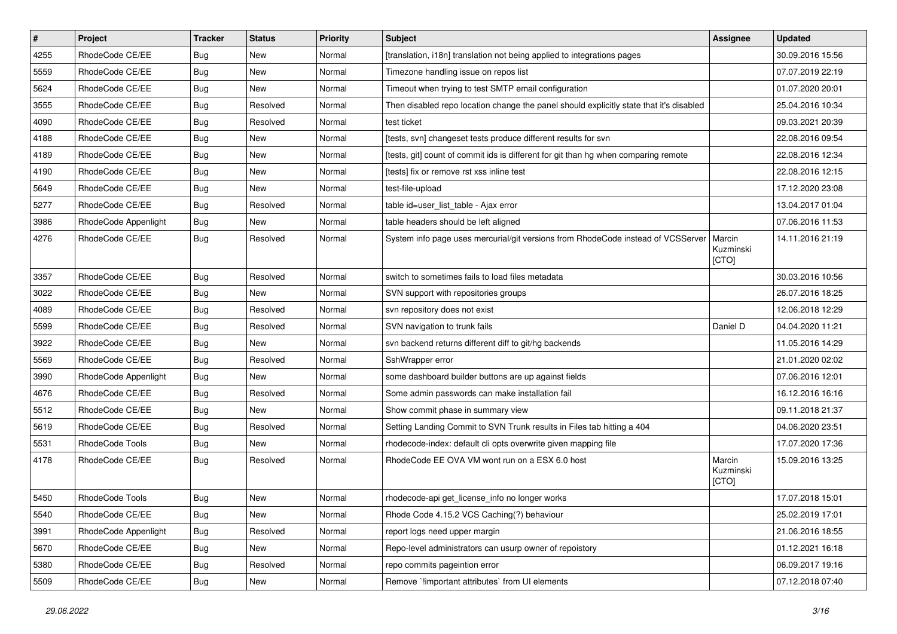| # | Project | Tracker | Status | Priority | Subject | Assignee | Updated |
|---|---|---|---|---|---|---|---|
| 4255 | RhodeCode CE/EE | Bug | New | Normal | [translation, i18n] translation not being applied to integrations pages | | 30.09.2016 15:56 |
| 5559 | RhodeCode CE/EE | Bug | New | Normal | Timezone handling issue on repos list | | 07.07.2019 22:19 |
| 5624 | RhodeCode CE/EE | Bug | New | Normal | Timeout when trying to test SMTP email configuration | | 01.07.2020 20:01 |
| 3555 | RhodeCode CE/EE | Bug | Resolved | Normal | Then disabled repo location change the panel should explicitly state that it's disabled | | 25.04.2016 10:34 |
| 4090 | RhodeCode CE/EE | Bug | Resolved | Normal | test ticket | | 09.03.2021 20:39 |
| 4188 | RhodeCode CE/EE | Bug | New | Normal | [tests, svn] changeset tests produce different results for svn | | 22.08.2016 09:54 |
| 4189 | RhodeCode CE/EE | Bug | New | Normal | [tests, git] count of commit ids is different for git than hg when comparing remote | | 22.08.2016 12:34 |
| 4190 | RhodeCode CE/EE | Bug | New | Normal | [tests] fix or remove rst xss inline test | | 22.08.2016 12:15 |
| 5649 | RhodeCode CE/EE | Bug | New | Normal | test-file-upload | | 17.12.2020 23:08 |
| 5277 | RhodeCode CE/EE | Bug | Resolved | Normal | table id=user_list_table - Ajax error | | 13.04.2017 01:04 |
| 3986 | RhodeCode Appenlight | Bug | New | Normal | table headers should be left aligned | | 07.06.2016 11:53 |
| 4276 | RhodeCode CE/EE | Bug | Resolved | Normal | System info page uses mercurial/git versions from RhodeCode instead of VCSServer | Marcin Kuzminski [CTO] | 14.11.2016 21:19 |
| 3357 | RhodeCode CE/EE | Bug | Resolved | Normal | switch to sometimes fails to load files metadata | | 30.03.2016 10:56 |
| 3022 | RhodeCode CE/EE | Bug | New | Normal | SVN support with repositories groups | | 26.07.2016 18:25 |
| 4089 | RhodeCode CE/EE | Bug | Resolved | Normal | svn repository does not exist | | 12.06.2018 12:29 |
| 5599 | RhodeCode CE/EE | Bug | Resolved | Normal | SVN navigation to trunk fails | Daniel D | 04.04.2020 11:21 |
| 3922 | RhodeCode CE/EE | Bug | New | Normal | svn backend returns different diff to git/hg backends | | 11.05.2016 14:29 |
| 5569 | RhodeCode CE/EE | Bug | Resolved | Normal | SshWrapper error | | 21.01.2020 02:02 |
| 3990 | RhodeCode Appenlight | Bug | New | Normal | some dashboard builder buttons are up against fields | | 07.06.2016 12:01 |
| 4676 | RhodeCode CE/EE | Bug | Resolved | Normal | Some admin passwords can make installation fail | | 16.12.2016 16:16 |
| 5512 | RhodeCode CE/EE | Bug | New | Normal | Show commit phase in summary view | | 09.11.2018 21:37 |
| 5619 | RhodeCode CE/EE | Bug | Resolved | Normal | Setting Landing Commit to SVN Trunk results in Files tab hitting a 404 | | 04.06.2020 23:51 |
| 5531 | RhodeCode Tools | Bug | New | Normal | rhodecode-index: default cli opts overwrite given mapping file | | 17.07.2020 17:36 |
| 4178 | RhodeCode CE/EE | Bug | Resolved | Normal | RhodeCode EE OVA VM wont run on a ESX 6.0 host | Marcin Kuzminski [CTO] | 15.09.2016 13:25 |
| 5450 | RhodeCode Tools | Bug | New | Normal | rhodecode-api get_license_info no longer works | | 17.07.2018 15:01 |
| 5540 | RhodeCode CE/EE | Bug | New | Normal | Rhode Code 4.15.2 VCS Caching(?) behaviour | | 25.02.2019 17:01 |
| 3991 | RhodeCode Appenlight | Bug | Resolved | Normal | report logs need upper margin | | 21.06.2016 18:55 |
| 5670 | RhodeCode CE/EE | Bug | New | Normal | Repo-level administrators can usurp owner of repoistory | | 01.12.2021 16:18 |
| 5380 | RhodeCode CE/EE | Bug | Resolved | Normal | repo commits pageintion error | | 06.09.2017 19:16 |
| 5509 | RhodeCode CE/EE | Bug | New | Normal | Remove `!important attributes` from UI elements | | 07.12.2018 07:40 |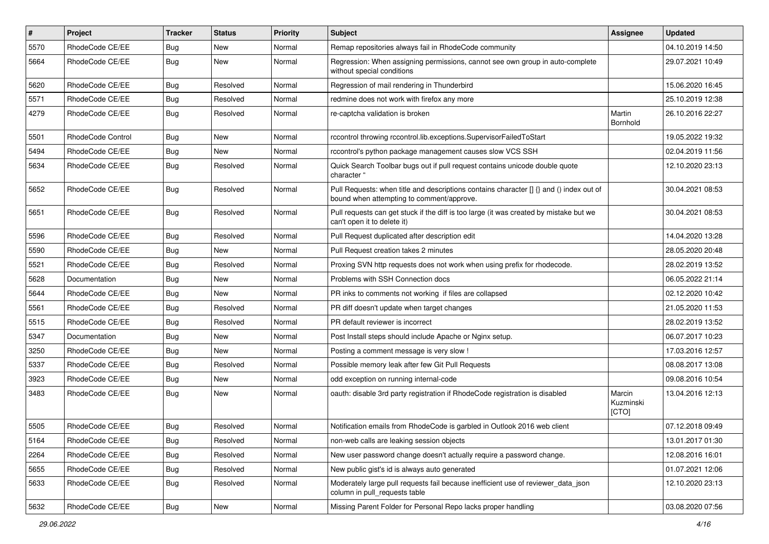| # | Project | Tracker | Status | Priority | Subject | Assignee | Updated |
|---|---|---|---|---|---|---|---|
| 5570 | RhodeCode CE/EE | Bug | New | Normal | Remap repositories always fail in RhodeCode community | | 04.10.2019 14:50 |
| 5664 | RhodeCode CE/EE | Bug | New | Normal | Regression: When assigning permissions, cannot see own group in auto-complete without special conditions | | 29.07.2021 10:49 |
| 5620 | RhodeCode CE/EE | Bug | Resolved | Normal | Regression of mail rendering in Thunderbird | | 15.06.2020 16:45 |
| 5571 | RhodeCode CE/EE | Bug | Resolved | Normal | redmine does not work with firefox any more | | 25.10.2019 12:38 |
| 4279 | RhodeCode CE/EE | Bug | Resolved | Normal | re-captcha validation is broken | Martin Bornhold | 26.10.2016 22:27 |
| 5501 | RhodeCode Control | Bug | New | Normal | rccontrol throwing rccontrol.lib.exceptions.SupervisorFailedToStart | | 19.05.2022 19:32 |
| 5494 | RhodeCode CE/EE | Bug | New | Normal | rccontrol's python package management causes slow VCS SSH | | 02.04.2019 11:56 |
| 5634 | RhodeCode CE/EE | Bug | Resolved | Normal | Quick Search Toolbar bugs out if pull request contains unicode double quote character " | | 12.10.2020 23:13 |
| 5652 | RhodeCode CE/EE | Bug | Resolved | Normal | Pull Requests: when title and descriptions contains character [] {} and () index out of bound when attempting to comment/approve. | | 30.04.2021 08:53 |
| 5651 | RhodeCode CE/EE | Bug | Resolved | Normal | Pull requests can get stuck if the diff is too large (it was created by mistake but we can't open it to delete it) | | 30.04.2021 08:53 |
| 5596 | RhodeCode CE/EE | Bug | Resolved | Normal | Pull Request duplicated after description edit | | 14.04.2020 13:28 |
| 5590 | RhodeCode CE/EE | Bug | New | Normal | Pull Request creation takes 2 minutes | | 28.05.2020 20:48 |
| 5521 | RhodeCode CE/EE | Bug | Resolved | Normal | Proxing SVN http requests does not work when using prefix for rhodecode. | | 28.02.2019 13:52 |
| 5628 | Documentation | Bug | New | Normal | Problems with SSH Connection docs | | 06.05.2022 21:14 |
| 5644 | RhodeCode CE/EE | Bug | New | Normal | PR inks to comments not working if files are collapsed | | 02.12.2020 10:42 |
| 5561 | RhodeCode CE/EE | Bug | Resolved | Normal | PR diff doesn't update when target changes | | 21.05.2020 11:53 |
| 5515 | RhodeCode CE/EE | Bug | Resolved | Normal | PR default reviewer is incorrect | | 28.02.2019 13:52 |
| 5347 | Documentation | Bug | New | Normal | Post Install steps should include Apache or Nginx setup. | | 06.07.2017 10:23 |
| 3250 | RhodeCode CE/EE | Bug | New | Normal | Posting a comment message is very slow ! | | 17.03.2016 12:57 |
| 5337 | RhodeCode CE/EE | Bug | Resolved | Normal | Possible memory leak after few Git Pull Requests | | 08.08.2017 13:08 |
| 3923 | RhodeCode CE/EE | Bug | New | Normal | odd exception on running internal-code | | 09.08.2016 10:54 |
| 3483 | RhodeCode CE/EE | Bug | New | Normal | oauth: disable 3rd party registration if RhodeCode registration is disabled | Marcin Kuzminski [CTO] | 13.04.2016 12:13 |
| 5505 | RhodeCode CE/EE | Bug | Resolved | Normal | Notification emails from RhodeCode is garbled in Outlook 2016 web client | | 07.12.2018 09:49 |
| 5164 | RhodeCode CE/EE | Bug | Resolved | Normal | non-web calls are leaking session objects | | 13.01.2017 01:30 |
| 2264 | RhodeCode CE/EE | Bug | Resolved | Normal | New user password change doesn't actually require a password change. | | 12.08.2016 16:01 |
| 5655 | RhodeCode CE/EE | Bug | Resolved | Normal | New public gist's id is always auto generated | | 01.07.2021 12:06 |
| 5633 | RhodeCode CE/EE | Bug | Resolved | Normal | Moderately large pull requests fail because inefficient use of reviewer_data_json column in pull_requests table | | 12.10.2020 23:13 |
| 5632 | RhodeCode CE/EE | Bug | New | Normal | Missing Parent Folder for Personal Repo lacks proper handling | | 03.08.2020 07:56 |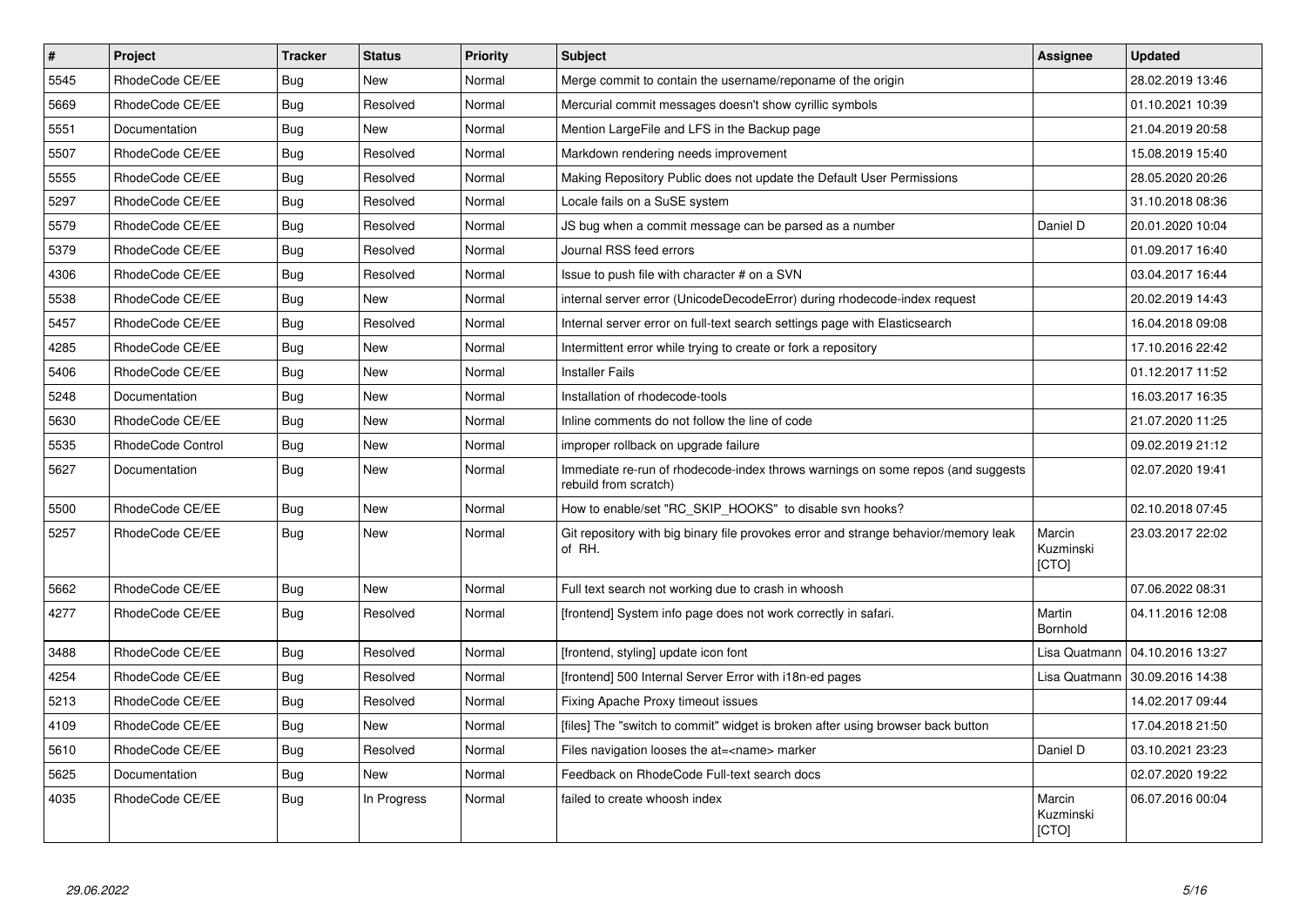| # | Project | Tracker | Status | Priority | Subject | Assignee | Updated |
|---|---|---|---|---|---|---|---|
| 5545 | RhodeCode CE/EE | Bug | New | Normal | Merge commit to contain the username/reponame of the origin | | 28.02.2019 13:46 |
| 5669 | RhodeCode CE/EE | Bug | Resolved | Normal | Mercurial commit messages doesn't show cyrillic symbols | | 01.10.2021 10:39 |
| 5551 | Documentation | Bug | New | Normal | Mention LargeFile and LFS in the Backup page | | 21.04.2019 20:58 |
| 5507 | RhodeCode CE/EE | Bug | Resolved | Normal | Markdown rendering needs improvement | | 15.08.2019 15:40 |
| 5555 | RhodeCode CE/EE | Bug | Resolved | Normal | Making Repository Public does not update the Default User Permissions | | 28.05.2020 20:26 |
| 5297 | RhodeCode CE/EE | Bug | Resolved | Normal | Locale fails on a SuSE system | | 31.10.2018 08:36 |
| 5579 | RhodeCode CE/EE | Bug | Resolved | Normal | JS bug when a commit message can be parsed as a number | Daniel D | 20.01.2020 10:04 |
| 5379 | RhodeCode CE/EE | Bug | Resolved | Normal | Journal RSS feed errors | | 01.09.2017 16:40 |
| 4306 | RhodeCode CE/EE | Bug | Resolved | Normal | Issue to push file with character # on a SVN | | 03.04.2017 16:44 |
| 5538 | RhodeCode CE/EE | Bug | New | Normal | internal server error (UnicodeDecodeError) during rhodecode-index request | | 20.02.2019 14:43 |
| 5457 | RhodeCode CE/EE | Bug | Resolved | Normal | Internal server error on full-text search settings page with Elasticsearch | | 16.04.2018 09:08 |
| 4285 | RhodeCode CE/EE | Bug | New | Normal | Intermittent error while trying to create or fork a repository | | 17.10.2016 22:42 |
| 5406 | RhodeCode CE/EE | Bug | New | Normal | Installer Fails | | 01.12.2017 11:52 |
| 5248 | Documentation | Bug | New | Normal | Installation of rhodecode-tools | | 16.03.2017 16:35 |
| 5630 | RhodeCode CE/EE | Bug | New | Normal | Inline comments do not follow the line of code | | 21.07.2020 11:25 |
| 5535 | RhodeCode Control | Bug | New | Normal | improper rollback on upgrade failure | | 09.02.2019 21:12 |
| 5627 | Documentation | Bug | New | Normal | Immediate re-run of rhodecode-index throws warnings on some repos (and suggests rebuild from scratch) | | 02.07.2020 19:41 |
| 5500 | RhodeCode CE/EE | Bug | New | Normal | How to enable/set "RC_SKIP_HOOKS" to disable svn hooks? | | 02.10.2018 07:45 |
| 5257 | RhodeCode CE/EE | Bug | New | Normal | Git repository with big binary file provokes error and strange behavior/memory leak of RH. | Marcin Kuzminski [CTO] | 23.03.2017 22:02 |
| 5662 | RhodeCode CE/EE | Bug | New | Normal | Full text search not working due to crash in whoosh | | 07.06.2022 08:31 |
| 4277 | RhodeCode CE/EE | Bug | Resolved | Normal | [frontend] System info page does not work correctly in safari. | Martin Bornhold | 04.11.2016 12:08 |
| 3488 | RhodeCode CE/EE | Bug | Resolved | Normal | [frontend, styling] update icon font | Lisa Quatmann | 04.10.2016 13:27 |
| 4254 | RhodeCode CE/EE | Bug | Resolved | Normal | [frontend] 500 Internal Server Error with i18n-ed pages | Lisa Quatmann | 30.09.2016 14:38 |
| 5213 | RhodeCode CE/EE | Bug | Resolved | Normal | Fixing Apache Proxy timeout issues | | 14.02.2017 09:44 |
| 4109 | RhodeCode CE/EE | Bug | New | Normal | [files] The "switch to commit" widget is broken after using browser back button | | 17.04.2018 21:50 |
| 5610 | RhodeCode CE/EE | Bug | Resolved | Normal | Files navigation looses the at=<name> marker | Daniel D | 03.10.2021 23:23 |
| 5625 | Documentation | Bug | New | Normal | Feedback on RhodeCode Full-text search docs | | 02.07.2020 19:22 |
| 4035 | RhodeCode CE/EE | Bug | In Progress | Normal | failed to create whoosh index | Marcin Kuzminski [CTO] | 06.07.2016 00:04 |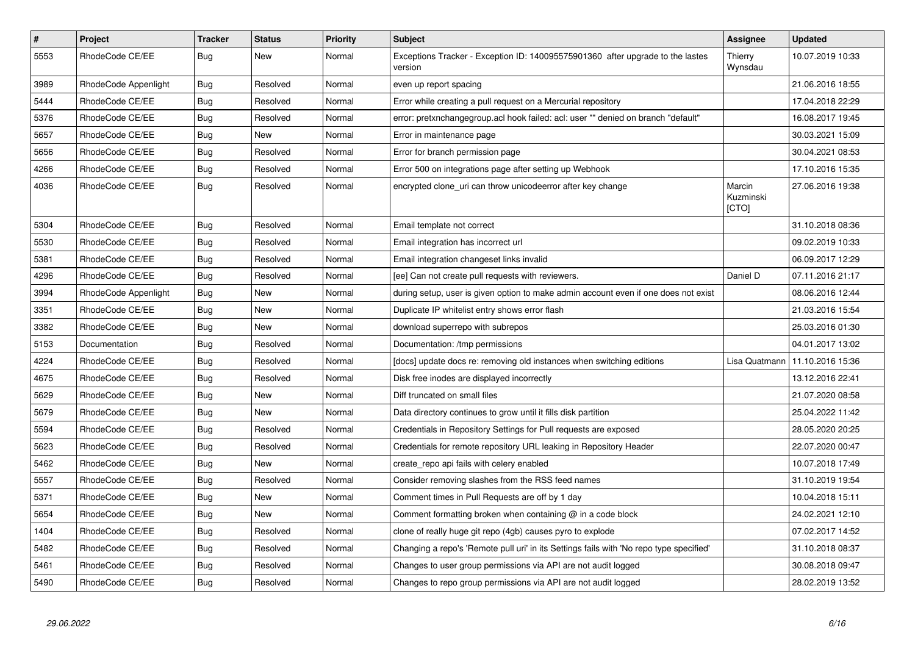| # | Project | Tracker | Status | Priority | Subject | Assignee | Updated |
|---|---|---|---|---|---|---|---|
| 5553 | RhodeCode CE/EE | Bug | New | Normal | Exceptions Tracker - Exception ID: 140095575901360 after upgrade to the lastes version | Thierry Wynsdau | 10.07.2019 10:33 |
| 3989 | RhodeCode Appenlight | Bug | Resolved | Normal | even up report spacing | | 21.06.2016 18:55 |
| 5444 | RhodeCode CE/EE | Bug | Resolved | Normal | Error while creating a pull request on a Mercurial repository | | 17.04.2018 22:29 |
| 5376 | RhodeCode CE/EE | Bug | Resolved | Normal | error: pretxnchangegroup.acl hook failed: acl: user "" denied on branch "default" | | 16.08.2017 19:45 |
| 5657 | RhodeCode CE/EE | Bug | New | Normal | Error in maintenance page | | 30.03.2021 15:09 |
| 5656 | RhodeCode CE/EE | Bug | Resolved | Normal | Error for branch permission page | | 30.04.2021 08:53 |
| 4266 | RhodeCode CE/EE | Bug | Resolved | Normal | Error 500 on integrations page after setting up Webhook | | 17.10.2016 15:35 |
| 4036 | RhodeCode CE/EE | Bug | Resolved | Normal | encrypted clone_uri can throw unicodeerror after key change | Marcin Kuzminski [CTO] | 27.06.2016 19:38 |
| 5304 | RhodeCode CE/EE | Bug | Resolved | Normal | Email template not correct | | 31.10.2018 08:36 |
| 5530 | RhodeCode CE/EE | Bug | Resolved | Normal | Email integration has incorrect url | | 09.02.2019 10:33 |
| 5381 | RhodeCode CE/EE | Bug | Resolved | Normal | Email integration changeset links invalid | | 06.09.2017 12:29 |
| 4296 | RhodeCode CE/EE | Bug | Resolved | Normal | [ee] Can not create pull requests with reviewers. | Daniel D | 07.11.2016 21:17 |
| 3994 | RhodeCode Appenlight | Bug | New | Normal | during setup, user is given option to make admin account even if one does not exist | | 08.06.2016 12:44 |
| 3351 | RhodeCode CE/EE | Bug | New | Normal | Duplicate IP whitelist entry shows error flash | | 21.03.2016 15:54 |
| 3382 | RhodeCode CE/EE | Bug | New | Normal | download superrepo with subrepos | | 25.03.2016 01:30 |
| 5153 | Documentation | Bug | Resolved | Normal | Documentation: /tmp permissions | | 04.01.2017 13:02 |
| 4224 | RhodeCode CE/EE | Bug | Resolved | Normal | [docs] update docs re: removing old instances when switching editions | Lisa Quatmann | 11.10.2016 15:36 |
| 4675 | RhodeCode CE/EE | Bug | Resolved | Normal | Disk free inodes are displayed incorrectly | | 13.12.2016 22:41 |
| 5629 | RhodeCode CE/EE | Bug | New | Normal | Diff truncated on small files | | 21.07.2020 08:58 |
| 5679 | RhodeCode CE/EE | Bug | New | Normal | Data directory continues to grow until it fills disk partition | | 25.04.2022 11:42 |
| 5594 | RhodeCode CE/EE | Bug | Resolved | Normal | Credentials in Repository Settings for Pull requests are exposed | | 28.05.2020 20:25 |
| 5623 | RhodeCode CE/EE | Bug | Resolved | Normal | Credentials for remote repository URL leaking in Repository Header | | 22.07.2020 00:47 |
| 5462 | RhodeCode CE/EE | Bug | New | Normal | create_repo api fails with celery enabled | | 10.07.2018 17:49 |
| 5557 | RhodeCode CE/EE | Bug | Resolved | Normal | Consider removing slashes from the RSS feed names | | 31.10.2019 19:54 |
| 5371 | RhodeCode CE/EE | Bug | New | Normal | Comment times in Pull Requests are off by 1 day | | 10.04.2018 15:11 |
| 5654 | RhodeCode CE/EE | Bug | New | Normal | Comment formatting broken when containing @ in a code block | | 24.02.2021 12:10 |
| 1404 | RhodeCode CE/EE | Bug | Resolved | Normal | clone of really huge git repo (4gb) causes pyro to explode | | 07.02.2017 14:52 |
| 5482 | RhodeCode CE/EE | Bug | Resolved | Normal | Changing a repo's 'Remote pull uri' in its Settings fails with 'No repo type specified' | | 31.10.2018 08:37 |
| 5461 | RhodeCode CE/EE | Bug | Resolved | Normal | Changes to user group permissions via API are not audit logged | | 30.08.2018 09:47 |
| 5490 | RhodeCode CE/EE | Bug | Resolved | Normal | Changes to repo group permissions via API are not audit logged | | 28.02.2019 13:52 |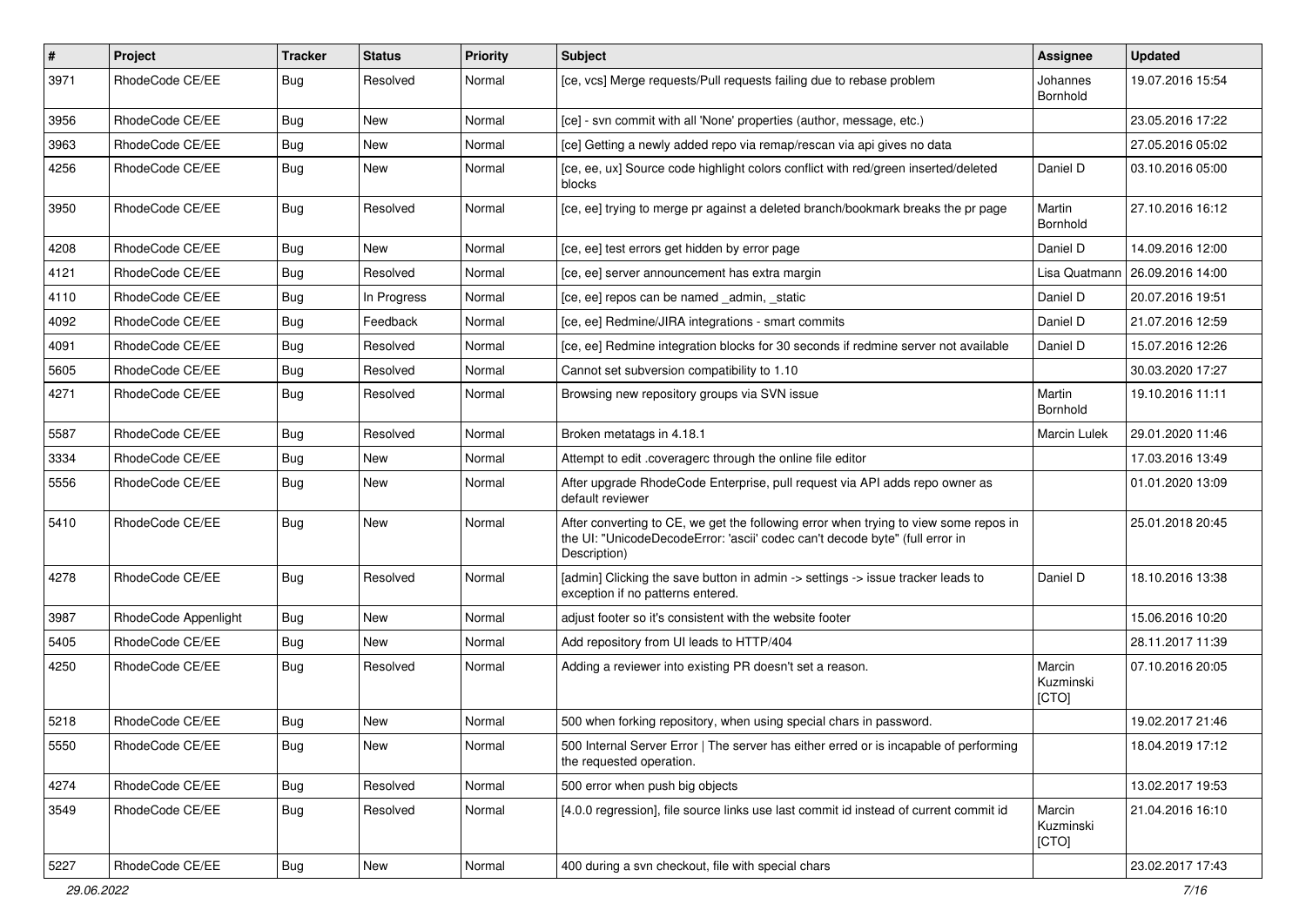| # | Project | Tracker | Status | Priority | Subject | Assignee | Updated |
|---|---|---|---|---|---|---|---|
| 3971 | RhodeCode CE/EE | Bug | Resolved | Normal | [ce, vcs] Merge requests/Pull requests failing due to rebase problem | Johannes Bornhold | 19.07.2016 15:54 |
| 3956 | RhodeCode CE/EE | Bug | New | Normal | [ce] - svn commit with all 'None' properties (author, message, etc.) | | 23.05.2016 17:22 |
| 3963 | RhodeCode CE/EE | Bug | New | Normal | [ce] Getting a newly added repo via remap/rescan via api gives no data | | 27.05.2016 05:02 |
| 4256 | RhodeCode CE/EE | Bug | New | Normal | [ce, ee, ux] Source code highlight colors conflict with red/green inserted/deleted blocks | Daniel D | 03.10.2016 05:00 |
| 3950 | RhodeCode CE/EE | Bug | Resolved | Normal | [ce, ee] trying to merge pr against a deleted branch/bookmark breaks the pr page | Martin Bornhold | 27.10.2016 16:12 |
| 4208 | RhodeCode CE/EE | Bug | New | Normal | [ce, ee] test errors get hidden by error page | Daniel D | 14.09.2016 12:00 |
| 4121 | RhodeCode CE/EE | Bug | Resolved | Normal | [ce, ee] server announcement has extra margin | Lisa Quatmann | 26.09.2016 14:00 |
| 4110 | RhodeCode CE/EE | Bug | In Progress | Normal | [ce, ee] repos can be named _admin, _static | Daniel D | 20.07.2016 19:51 |
| 4092 | RhodeCode CE/EE | Bug | Feedback | Normal | [ce, ee] Redmine/JIRA integrations - smart commits | Daniel D | 21.07.2016 12:59 |
| 4091 | RhodeCode CE/EE | Bug | Resolved | Normal | [ce, ee] Redmine integration blocks for 30 seconds if redmine server not available | Daniel D | 15.07.2016 12:26 |
| 5605 | RhodeCode CE/EE | Bug | Resolved | Normal | Cannot set subversion compatibility to 1.10 | | 30.03.2020 17:27 |
| 4271 | RhodeCode CE/EE | Bug | Resolved | Normal | Browsing new repository groups via SVN issue | Martin Bornhold | 19.10.2016 11:11 |
| 5587 | RhodeCode CE/EE | Bug | Resolved | Normal | Broken metatags in 4.18.1 | Marcin Lulek | 29.01.2020 11:46 |
| 3334 | RhodeCode CE/EE | Bug | New | Normal | Attempt to edit .coveragerc through the online file editor | | 17.03.2016 13:49 |
| 5556 | RhodeCode CE/EE | Bug | New | Normal | After upgrade RhodeCode Enterprise, pull request via API adds repo owner as default reviewer | | 01.01.2020 13:09 |
| 5410 | RhodeCode CE/EE | Bug | New | Normal | After converting to CE, we get the following error when trying to view some repos in the UI: "UnicodeDecodeError: 'ascii' codec can't decode byte" (full error in Description) | | 25.01.2018 20:45 |
| 4278 | RhodeCode CE/EE | Bug | Resolved | Normal | [admin] Clicking the save button in admin -> settings -> issue tracker leads to exception if no patterns entered. | Daniel D | 18.10.2016 13:38 |
| 3987 | RhodeCode Appenlight | Bug | New | Normal | adjust footer so it's consistent with the website footer | | 15.06.2016 10:20 |
| 5405 | RhodeCode CE/EE | Bug | New | Normal | Add repository from UI leads to HTTP/404 | | 28.11.2017 11:39 |
| 4250 | RhodeCode CE/EE | Bug | Resolved | Normal | Adding a reviewer into existing PR doesn't set a reason. | Marcin Kuzminski [CTO] | 07.10.2016 20:05 |
| 5218 | RhodeCode CE/EE | Bug | New | Normal | 500 when forking repository, when using special chars in password. | | 19.02.2017 21:46 |
| 5550 | RhodeCode CE/EE | Bug | New | Normal | 500 Internal Server Error \| The server has either erred or is incapable of performing the requested operation. | | 18.04.2019 17:12 |
| 4274 | RhodeCode CE/EE | Bug | Resolved | Normal | 500 error when push big objects | | 13.02.2017 19:53 |
| 3549 | RhodeCode CE/EE | Bug | Resolved | Normal | [4.0.0 regression], file source links use last commit id instead of current commit id | Marcin Kuzminski [CTO] | 21.04.2016 16:10 |
| 5227 | RhodeCode CE/EE | Bug | New | Normal | 400 during a svn checkout, file with special chars | | 23.02.2017 17:43 |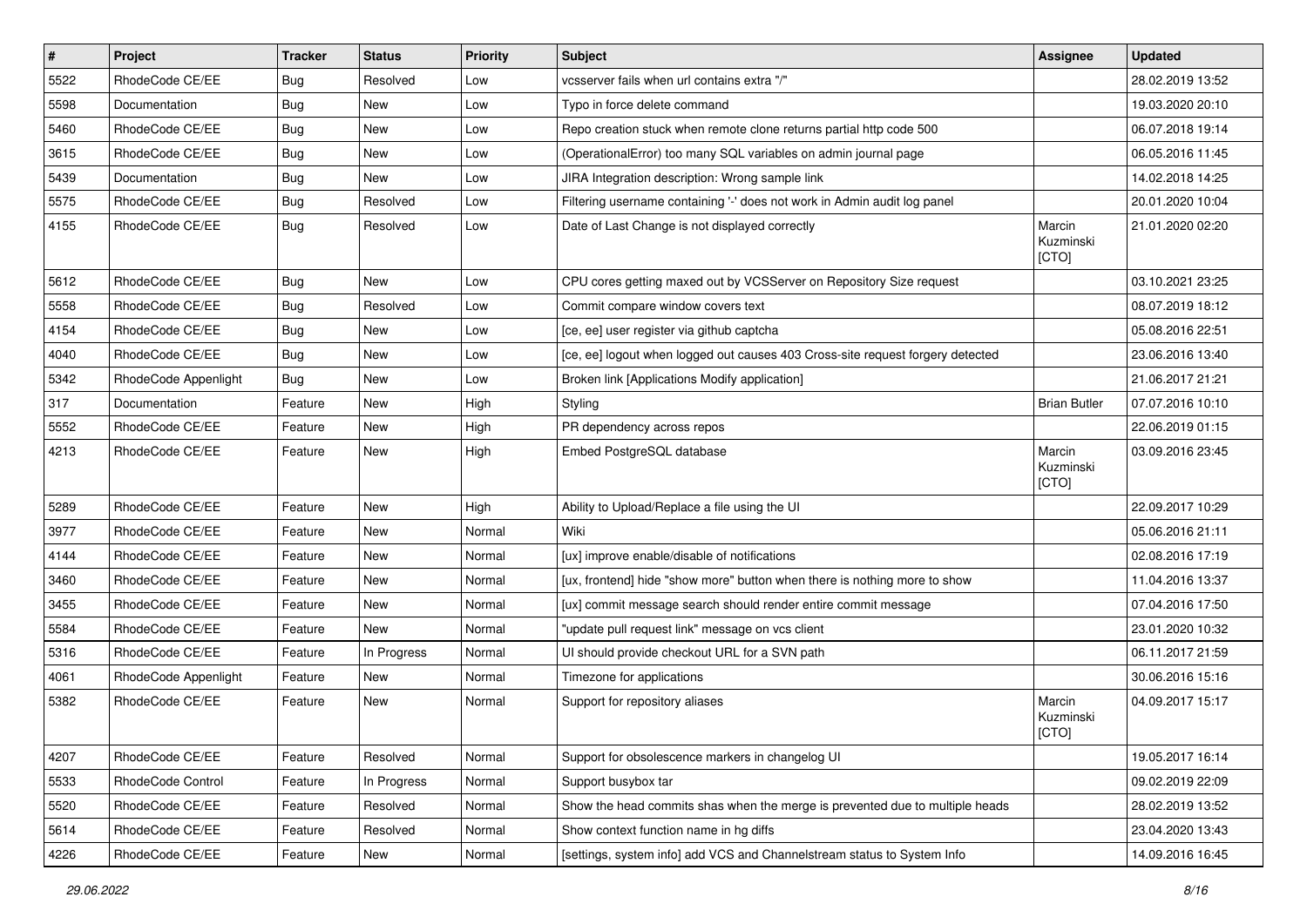| # | Project | Tracker | Status | Priority | Subject | Assignee | Updated |
|---|---|---|---|---|---|---|---|
| 5522 | RhodeCode CE/EE | Bug | Resolved | Low | vcsserver fails when url contains extra "/" | | 28.02.2019 13:52 |
| 5598 | Documentation | Bug | New | Low | Typo in force delete command | | 19.03.2020 20:10 |
| 5460 | RhodeCode CE/EE | Bug | New | Low | Repo creation stuck when remote clone returns partial http code 500 | | 06.07.2018 19:14 |
| 3615 | RhodeCode CE/EE | Bug | New | Low | (OperationalError) too many SQL variables on admin journal page | | 06.05.2016 11:45 |
| 5439 | Documentation | Bug | New | Low | JIRA Integration description: Wrong sample link | | 14.02.2018 14:25 |
| 5575 | RhodeCode CE/EE | Bug | Resolved | Low | Filtering username containing '-' does not work in Admin audit log panel | | 20.01.2020 10:04 |
| 4155 | RhodeCode CE/EE | Bug | Resolved | Low | Date of Last Change is not displayed correctly | Marcin Kuzminski [CTO] | 21.01.2020 02:20 |
| 5612 | RhodeCode CE/EE | Bug | New | Low | CPU cores getting maxed out by VCSServer on Repository Size request | | 03.10.2021 23:25 |
| 5558 | RhodeCode CE/EE | Bug | Resolved | Low | Commit compare window covers text | | 08.07.2019 18:12 |
| 4154 | RhodeCode CE/EE | Bug | New | Low | [ce, ee] user register via github captcha | | 05.08.2016 22:51 |
| 4040 | RhodeCode CE/EE | Bug | New | Low | [ce, ee] logout when logged out causes 403 Cross-site request forgery detected | | 23.06.2016 13:40 |
| 5342 | RhodeCode Appenlight | Bug | New | Low | Broken link [Applications Modify application] | | 21.06.2017 21:21 |
| 317 | Documentation | Feature | New | High | Styling | Brian Butler | 07.07.2016 10:10 |
| 5552 | RhodeCode CE/EE | Feature | New | High | PR dependency across repos | | 22.06.2019 01:15 |
| 4213 | RhodeCode CE/EE | Feature | New | High | Embed PostgreSQL database | Marcin Kuzminski [CTO] | 03.09.2016 23:45 |
| 5289 | RhodeCode CE/EE | Feature | New | High | Ability to Upload/Replace a file using the UI | | 22.09.2017 10:29 |
| 3977 | RhodeCode CE/EE | Feature | New | Normal | Wiki | | 05.06.2016 21:11 |
| 4144 | RhodeCode CE/EE | Feature | New | Normal | [ux] improve enable/disable of notifications | | 02.08.2016 17:19 |
| 3460 | RhodeCode CE/EE | Feature | New | Normal | [ux, frontend] hide "show more" button when there is nothing more to show | | 11.04.2016 13:37 |
| 3455 | RhodeCode CE/EE | Feature | New | Normal | [ux] commit message search should render entire commit message | | 07.04.2016 17:50 |
| 5584 | RhodeCode CE/EE | Feature | New | Normal | "update pull request link" message on vcs client | | 23.01.2020 10:32 |
| 5316 | RhodeCode CE/EE | Feature | In Progress | Normal | UI should provide checkout URL for a SVN path | | 06.11.2017 21:59 |
| 4061 | RhodeCode Appenlight | Feature | New | Normal | Timezone for applications | | 30.06.2016 15:16 |
| 5382 | RhodeCode CE/EE | Feature | New | Normal | Support for repository aliases | Marcin Kuzminski [CTO] | 04.09.2017 15:17 |
| 4207 | RhodeCode CE/EE | Feature | Resolved | Normal | Support for obsolescence markers in changelog UI | | 19.05.2017 16:14 |
| 5533 | RhodeCode Control | Feature | In Progress | Normal | Support busybox tar | | 09.02.2019 22:09 |
| 5520 | RhodeCode CE/EE | Feature | Resolved | Normal | Show the head commits shas when the merge is prevented due to multiple heads | | 28.02.2019 13:52 |
| 5614 | RhodeCode CE/EE | Feature | Resolved | Normal | Show context function name in hg diffs | | 23.04.2020 13:43 |
| 4226 | RhodeCode CE/EE | Feature | New | Normal | [settings, system info] add VCS and Channelstream status to System Info | | 14.09.2016 16:45 |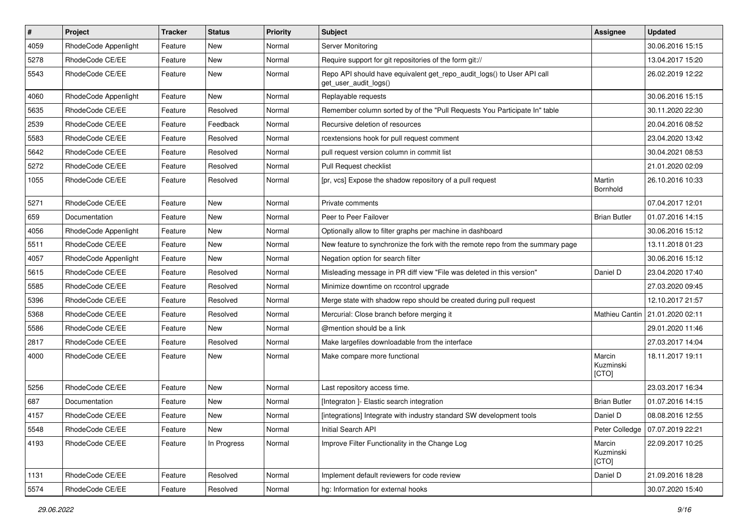| # | Project | Tracker | Status | Priority | Subject | Assignee | Updated |
|---|---|---|---|---|---|---|---|
| 4059 | RhodeCode Appenlight | Feature | New | Normal | Server Monitoring | | 30.06.2016 15:15 |
| 5278 | RhodeCode CE/EE | Feature | New | Normal | Require support for git repositories of the form git:// | | 13.04.2017 15:20 |
| 5543 | RhodeCode CE/EE | Feature | New | Normal | Repo API should have equivalent get_repo_audit_logs() to User API call get_user_audit_logs() | | 26.02.2019 12:22 |
| 4060 | RhodeCode Appenlight | Feature | New | Normal | Replayable requests | | 30.06.2016 15:15 |
| 5635 | RhodeCode CE/EE | Feature | Resolved | Normal | Remember column sorted by of the "Pull Requests You Participate In" table | | 30.11.2020 22:30 |
| 2539 | RhodeCode CE/EE | Feature | Feedback | Normal | Recursive deletion of resources | | 20.04.2016 08:52 |
| 5583 | RhodeCode CE/EE | Feature | Resolved | Normal | rcextensions hook for pull request comment | | 23.04.2020 13:42 |
| 5642 | RhodeCode CE/EE | Feature | Resolved | Normal | pull request version column in commit list | | 30.04.2021 08:53 |
| 5272 | RhodeCode CE/EE | Feature | Resolved | Normal | Pull Request checklist | | 21.01.2020 02:09 |
| 1055 | RhodeCode CE/EE | Feature | Resolved | Normal | [pr, vcs] Expose the shadow repository of a pull request | Martin Bornhold | 26.10.2016 10:33 |
| 5271 | RhodeCode CE/EE | Feature | New | Normal | Private comments | | 07.04.2017 12:01 |
| 659 | Documentation | Feature | New | Normal | Peer to Peer Failover | Brian Butler | 01.07.2016 14:15 |
| 4056 | RhodeCode Appenlight | Feature | New | Normal | Optionally allow to filter graphs per machine in dashboard | | 30.06.2016 15:12 |
| 5511 | RhodeCode CE/EE | Feature | New | Normal | New feature to synchronize the fork with the remote repo from the summary page | | 13.11.2018 01:23 |
| 4057 | RhodeCode Appenlight | Feature | New | Normal | Negation option for search filter | | 30.06.2016 15:12 |
| 5615 | RhodeCode CE/EE | Feature | Resolved | Normal | Misleading message in PR diff view "File was deleted in this version" | Daniel D | 23.04.2020 17:40 |
| 5585 | RhodeCode CE/EE | Feature | Resolved | Normal | Minimize downtime on rccontrol upgrade | | 27.03.2020 09:45 |
| 5396 | RhodeCode CE/EE | Feature | Resolved | Normal | Merge state with shadow repo should be created during pull request | | 12.10.2017 21:57 |
| 5368 | RhodeCode CE/EE | Feature | Resolved | Normal | Mercurial: Close branch before merging it | Mathieu Cantin | 21.01.2020 02:11 |
| 5586 | RhodeCode CE/EE | Feature | New | Normal | @mention should be a link | | 29.01.2020 11:46 |
| 2817 | RhodeCode CE/EE | Feature | Resolved | Normal | Make largefiles downloadable from the interface | | 27.03.2017 14:04 |
| 4000 | RhodeCode CE/EE | Feature | New | Normal | Make compare more functional | Marcin Kuzminski [CTO] | 18.11.2017 19:11 |
| 5256 | RhodeCode CE/EE | Feature | New | Normal | Last repository access time. | | 23.03.2017 16:34 |
| 687 | Documentation | Feature | New | Normal | [Integraton ]- Elastic search integration | Brian Butler | 01.07.2016 14:15 |
| 4157 | RhodeCode CE/EE | Feature | New | Normal | [integrations] Integrate with industry standard SW development tools | Daniel D | 08.08.2016 12:55 |
| 5548 | RhodeCode CE/EE | Feature | New | Normal | Initial Search API | Peter Colledge | 07.07.2019 22:21 |
| 4193 | RhodeCode CE/EE | Feature | In Progress | Normal | Improve Filter Functionality in the Change Log | Marcin Kuzminski [CTO] | 22.09.2017 10:25 |
| 1131 | RhodeCode CE/EE | Feature | Resolved | Normal | Implement default reviewers for code review | Daniel D | 21.09.2016 18:28 |
| 5574 | RhodeCode CE/EE | Feature | Resolved | Normal | hg: Information for external hooks | | 30.07.2020 15:40 |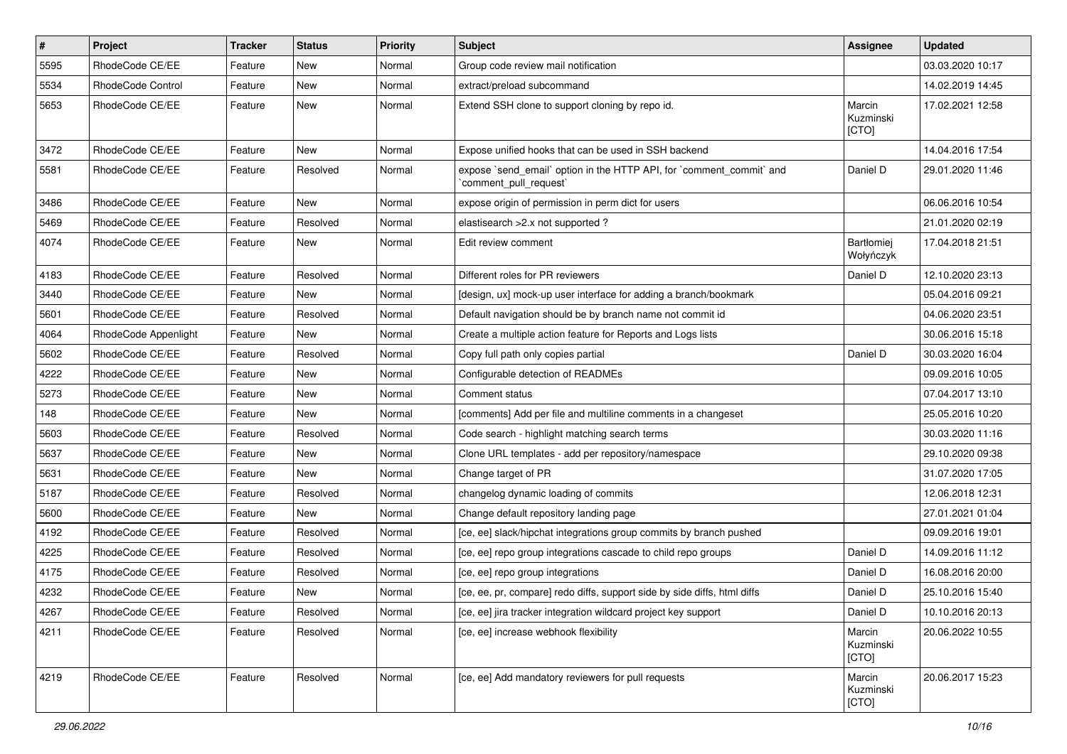| # | Project | Tracker | Status | Priority | Subject | Assignee | Updated |
|---|---|---|---|---|---|---|---|
| 5595 | RhodeCode CE/EE | Feature | New | Normal | Group code review mail notification | | 03.03.2020 10:17 |
| 5534 | RhodeCode Control | Feature | New | Normal | extract/preload subcommand | | 14.02.2019 14:45 |
| 5653 | RhodeCode CE/EE | Feature | New | Normal | Extend SSH clone to support cloning by repo id. | Marcin Kuzminski [CTO] | 17.02.2021 12:58 |
| 3472 | RhodeCode CE/EE | Feature | New | Normal | Expose unified hooks that can be used in SSH backend | | 14.04.2016 17:54 |
| 5581 | RhodeCode CE/EE | Feature | Resolved | Normal | expose `send_email` option in the HTTP API, for `comment_commit` and `comment_pull_request` | Daniel D | 29.01.2020 11:46 |
| 3486 | RhodeCode CE/EE | Feature | New | Normal | expose origin of permission in perm dict for users | | 06.06.2016 10:54 |
| 5469 | RhodeCode CE/EE | Feature | Resolved | Normal | elastisearch >2.x not supported ? | | 21.01.2020 02:19 |
| 4074 | RhodeCode CE/EE | Feature | New | Normal | Edit review comment | Bartłomiej Wołyńczyk | 17.04.2018 21:51 |
| 4183 | RhodeCode CE/EE | Feature | Resolved | Normal | Different roles for PR reviewers | Daniel D | 12.10.2020 23:13 |
| 3440 | RhodeCode CE/EE | Feature | New | Normal | [design, ux] mock-up user interface for adding a branch/bookmark | | 05.04.2016 09:21 |
| 5601 | RhodeCode CE/EE | Feature | Resolved | Normal | Default navigation should be by branch name not commit id | | 04.06.2020 23:51 |
| 4064 | RhodeCode Appenlight | Feature | New | Normal | Create a multiple action feature for Reports and Logs lists | | 30.06.2016 15:18 |
| 5602 | RhodeCode CE/EE | Feature | Resolved | Normal | Copy full path only copies partial | Daniel D | 30.03.2020 16:04 |
| 4222 | RhodeCode CE/EE | Feature | New | Normal | Configurable detection of READMEs | | 09.09.2016 10:05 |
| 5273 | RhodeCode CE/EE | Feature | New | Normal | Comment status | | 07.04.2017 13:10 |
| 148 | RhodeCode CE/EE | Feature | New | Normal | [comments] Add per file and multiline comments in a changeset | | 25.05.2016 10:20 |
| 5603 | RhodeCode CE/EE | Feature | Resolved | Normal | Code search - highlight matching search terms | | 30.03.2020 11:16 |
| 5637 | RhodeCode CE/EE | Feature | New | Normal | Clone URL templates - add per repository/namespace | | 29.10.2020 09:38 |
| 5631 | RhodeCode CE/EE | Feature | New | Normal | Change target of PR | | 31.07.2020 17:05 |
| 5187 | RhodeCode CE/EE | Feature | Resolved | Normal | changelog dynamic loading of commits | | 12.06.2018 12:31 |
| 5600 | RhodeCode CE/EE | Feature | New | Normal | Change default repository landing page | | 27.01.2021 01:04 |
| 4192 | RhodeCode CE/EE | Feature | Resolved | Normal | [ce, ee] slack/hipchat integrations group commits by branch pushed | | 09.09.2016 19:01 |
| 4225 | RhodeCode CE/EE | Feature | Resolved | Normal | [ce, ee] repo group integrations cascade to child repo groups | Daniel D | 14.09.2016 11:12 |
| 4175 | RhodeCode CE/EE | Feature | Resolved | Normal | [ce, ee] repo group integrations | Daniel D | 16.08.2016 20:00 |
| 4232 | RhodeCode CE/EE | Feature | New | Normal | [ce, ee, pr, compare] redo diffs, support side by side diffs, html diffs | Daniel D | 25.10.2016 15:40 |
| 4267 | RhodeCode CE/EE | Feature | Resolved | Normal | [ce, ee] jira tracker integration wildcard project key support | Daniel D | 10.10.2016 20:13 |
| 4211 | RhodeCode CE/EE | Feature | Resolved | Normal | [ce, ee] increase webhook flexibility | Marcin Kuzminski [CTO] | 20.06.2022 10:55 |
| 4219 | RhodeCode CE/EE | Feature | Resolved | Normal | [ce, ee] Add mandatory reviewers for pull requests | Marcin Kuzminski [CTO] | 20.06.2017 15:23 |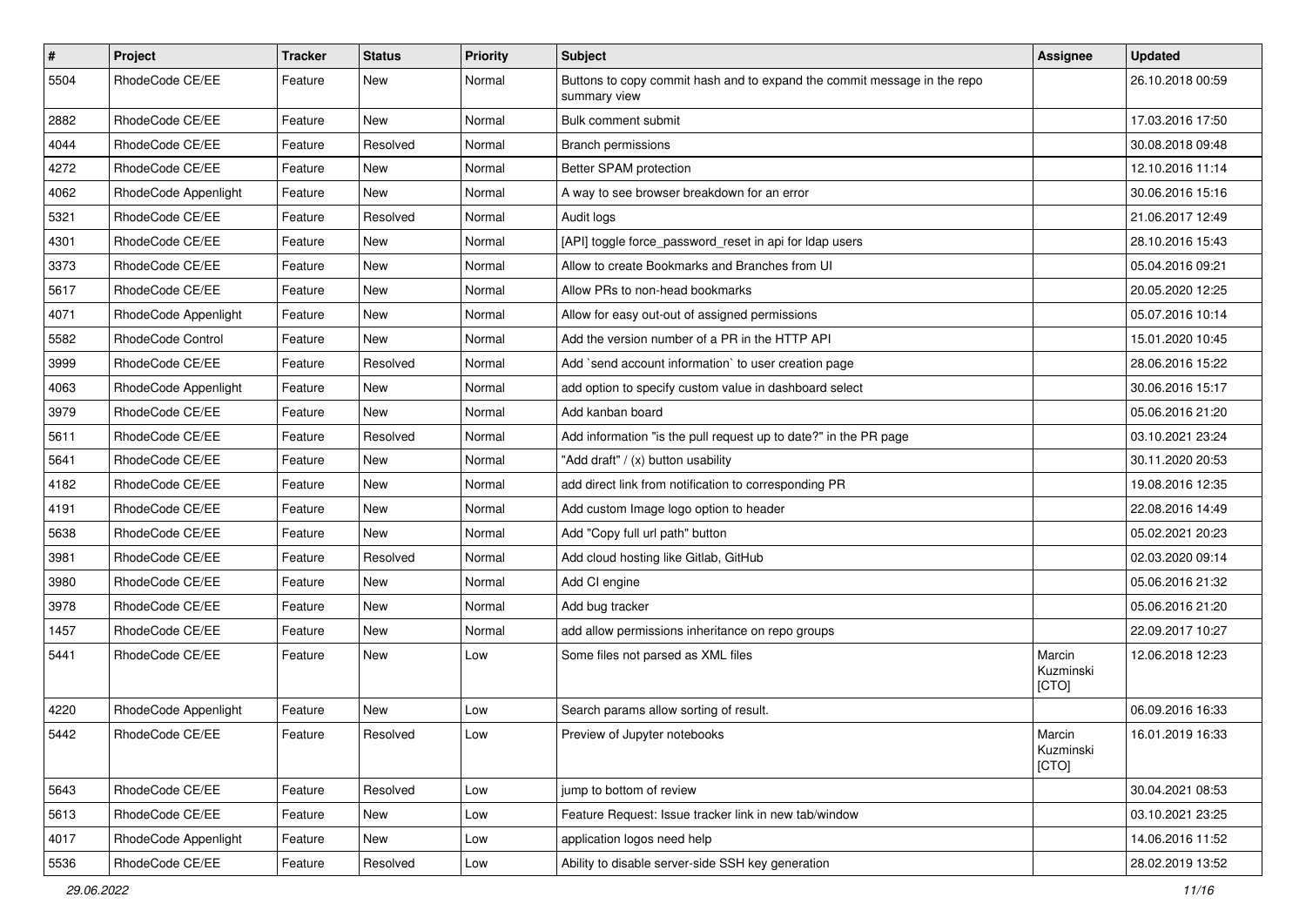| # | Project | Tracker | Status | Priority | Subject | Assignee | Updated |
|---|---|---|---|---|---|---|---|
| 5504 | RhodeCode CE/EE | Feature | New | Normal | Buttons to copy commit hash and to expand the commit message in the repo summary view | | 26.10.2018 00:59 |
| 2882 | RhodeCode CE/EE | Feature | New | Normal | Bulk comment submit | | 17.03.2016 17:50 |
| 4044 | RhodeCode CE/EE | Feature | Resolved | Normal | Branch permissions | | 30.08.2018 09:48 |
| 4272 | RhodeCode CE/EE | Feature | New | Normal | Better SPAM protection | | 12.10.2016 11:14 |
| 4062 | RhodeCode Appenlight | Feature | New | Normal | A way to see browser breakdown for an error | | 30.06.2016 15:16 |
| 5321 | RhodeCode CE/EE | Feature | Resolved | Normal | Audit logs | | 21.06.2017 12:49 |
| 4301 | RhodeCode CE/EE | Feature | New | Normal | [API] toggle force_password_reset in api for ldap users | | 28.10.2016 15:43 |
| 3373 | RhodeCode CE/EE | Feature | New | Normal | Allow to create Bookmarks and Branches from UI | | 05.04.2016 09:21 |
| 5617 | RhodeCode CE/EE | Feature | New | Normal | Allow PRs to non-head bookmarks | | 20.05.2020 12:25 |
| 4071 | RhodeCode Appenlight | Feature | New | Normal | Allow for easy out-out of assigned permissions | | 05.07.2016 10:14 |
| 5582 | RhodeCode Control | Feature | New | Normal | Add the version number of a PR in the HTTP API | | 15.01.2020 10:45 |
| 3999 | RhodeCode CE/EE | Feature | Resolved | Normal | Add `send account information` to user creation page | | 28.06.2016 15:22 |
| 4063 | RhodeCode Appenlight | Feature | New | Normal | add option to specify custom value in dashboard select | | 30.06.2016 15:17 |
| 3979 | RhodeCode CE/EE | Feature | New | Normal | Add kanban board | | 05.06.2016 21:20 |
| 5611 | RhodeCode CE/EE | Feature | Resolved | Normal | Add information "is the pull request up to date?" in the PR page | | 03.10.2021 23:24 |
| 5641 | RhodeCode CE/EE | Feature | New | Normal | "Add draft" / (x) button usability | | 30.11.2020 20:53 |
| 4182 | RhodeCode CE/EE | Feature | New | Normal | add direct link from notification to corresponding PR | | 19.08.2016 12:35 |
| 4191 | RhodeCode CE/EE | Feature | New | Normal | Add custom Image logo option to header | | 22.08.2016 14:49 |
| 5638 | RhodeCode CE/EE | Feature | New | Normal | Add "Copy full url path" button | | 05.02.2021 20:23 |
| 3981 | RhodeCode CE/EE | Feature | Resolved | Normal | Add cloud hosting like Gitlab, GitHub | | 02.03.2020 09:14 |
| 3980 | RhodeCode CE/EE | Feature | New | Normal | Add CI engine | | 05.06.2016 21:32 |
| 3978 | RhodeCode CE/EE | Feature | New | Normal | Add bug tracker | | 05.06.2016 21:20 |
| 1457 | RhodeCode CE/EE | Feature | New | Normal | add allow permissions inheritance on repo groups | | 22.09.2017 10:27 |
| 5441 | RhodeCode CE/EE | Feature | New | Low | Some files not parsed as XML files | Marcin Kuzminski [CTO] | 12.06.2018 12:23 |
| 4220 | RhodeCode Appenlight | Feature | New | Low | Search params allow sorting of result. | | 06.09.2016 16:33 |
| 5442 | RhodeCode CE/EE | Feature | Resolved | Low | Preview of Jupyter notebooks | Marcin Kuzminski [CTO] | 16.01.2019 16:33 |
| 5643 | RhodeCode CE/EE | Feature | Resolved | Low | jump to bottom of review | | 30.04.2021 08:53 |
| 5613 | RhodeCode CE/EE | Feature | New | Low | Feature Request: Issue tracker link in new tab/window | | 03.10.2021 23:25 |
| 4017 | RhodeCode Appenlight | Feature | New | Low | application logos need help | | 14.06.2016 11:52 |
| 5536 | RhodeCode CE/EE | Feature | Resolved | Low | Ability to disable server-side SSH key generation | | 28.02.2019 13:52 |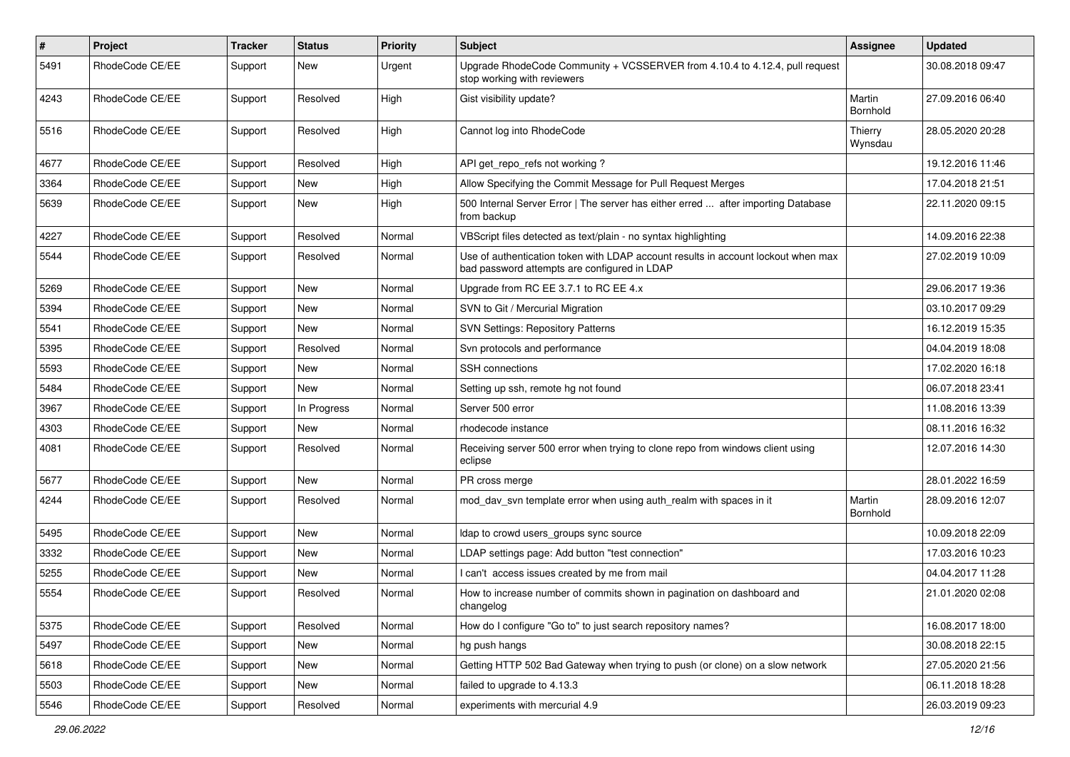| # | Project | Tracker | Status | Priority | Subject | Assignee | Updated |
|---|---|---|---|---|---|---|---|
| 5491 | RhodeCode CE/EE | Support | New | Urgent | Upgrade RhodeCode Community + VCSSERVER from 4.10.4 to 4.12.4, pull request stop working with reviewers | | 30.08.2018 09:47 |
| 4243 | RhodeCode CE/EE | Support | Resolved | High | Gist visibility update? | Martin Bornhold | 27.09.2016 06:40 |
| 5516 | RhodeCode CE/EE | Support | Resolved | High | Cannot log into RhodeCode | Thierry Wynsdau | 28.05.2020 20:28 |
| 4677 | RhodeCode CE/EE | Support | Resolved | High | API get_repo_refs not working ? | | 19.12.2016 11:46 |
| 3364 | RhodeCode CE/EE | Support | New | High | Allow Specifying the Commit Message for Pull Request Merges | | 17.04.2018 21:51 |
| 5639 | RhodeCode CE/EE | Support | New | High | 500 Internal Server Error \| The server has either erred ... after importing Database from backup | | 22.11.2020 09:15 |
| 4227 | RhodeCode CE/EE | Support | Resolved | Normal | VBScript files detected as text/plain - no syntax highlighting | | 14.09.2016 22:38 |
| 5544 | RhodeCode CE/EE | Support | Resolved | Normal | Use of authentication token with LDAP account results in account lockout when max bad password attempts are configured in LDAP | | 27.02.2019 10:09 |
| 5269 | RhodeCode CE/EE | Support | New | Normal | Upgrade from RC EE 3.7.1 to RC EE 4.x | | 29.06.2017 19:36 |
| 5394 | RhodeCode CE/EE | Support | New | Normal | SVN to Git / Mercurial Migration | | 03.10.2017 09:29 |
| 5541 | RhodeCode CE/EE | Support | New | Normal | SVN Settings: Repository Patterns | | 16.12.2019 15:35 |
| 5395 | RhodeCode CE/EE | Support | Resolved | Normal | Svn protocols and performance | | 04.04.2019 18:08 |
| 5593 | RhodeCode CE/EE | Support | New | Normal | SSH connections | | 17.02.2020 16:18 |
| 5484 | RhodeCode CE/EE | Support | New | Normal | Setting up ssh, remote hg not found | | 06.07.2018 23:41 |
| 3967 | RhodeCode CE/EE | Support | In Progress | Normal | Server 500 error | | 11.08.2016 13:39 |
| 4303 | RhodeCode CE/EE | Support | New | Normal | rhodecode instance | | 08.11.2016 16:32 |
| 4081 | RhodeCode CE/EE | Support | Resolved | Normal | Receiving server 500 error when trying to clone repo from windows client using eclipse | | 12.07.2016 14:30 |
| 5677 | RhodeCode CE/EE | Support | New | Normal | PR cross merge | | 28.01.2022 16:59 |
| 4244 | RhodeCode CE/EE | Support | Resolved | Normal | mod_dav_svn template error when using auth_realm with spaces in it | Martin Bornhold | 28.09.2016 12:07 |
| 5495 | RhodeCode CE/EE | Support | New | Normal | ldap to crowd users_groups sync source | | 10.09.2018 22:09 |
| 3332 | RhodeCode CE/EE | Support | New | Normal | LDAP settings page: Add button "test connection" | | 17.03.2016 10:23 |
| 5255 | RhodeCode CE/EE | Support | New | Normal | I can't access issues created by me from mail | | 04.04.2017 11:28 |
| 5554 | RhodeCode CE/EE | Support | Resolved | Normal | How to increase number of commits shown in pagination on dashboard and changelog | | 21.01.2020 02:08 |
| 5375 | RhodeCode CE/EE | Support | Resolved | Normal | How do I configure "Go to" to just search repository names? | | 16.08.2017 18:00 |
| 5497 | RhodeCode CE/EE | Support | New | Normal | hg push hangs | | 30.08.2018 22:15 |
| 5618 | RhodeCode CE/EE | Support | New | Normal | Getting HTTP 502 Bad Gateway when trying to push (or clone) on a slow network | | 27.05.2020 21:56 |
| 5503 | RhodeCode CE/EE | Support | New | Normal | failed to upgrade to 4.13.3 | | 06.11.2018 18:28 |
| 5546 | RhodeCode CE/EE | Support | Resolved | Normal | experiments with mercurial 4.9 | | 26.03.2019 09:23 |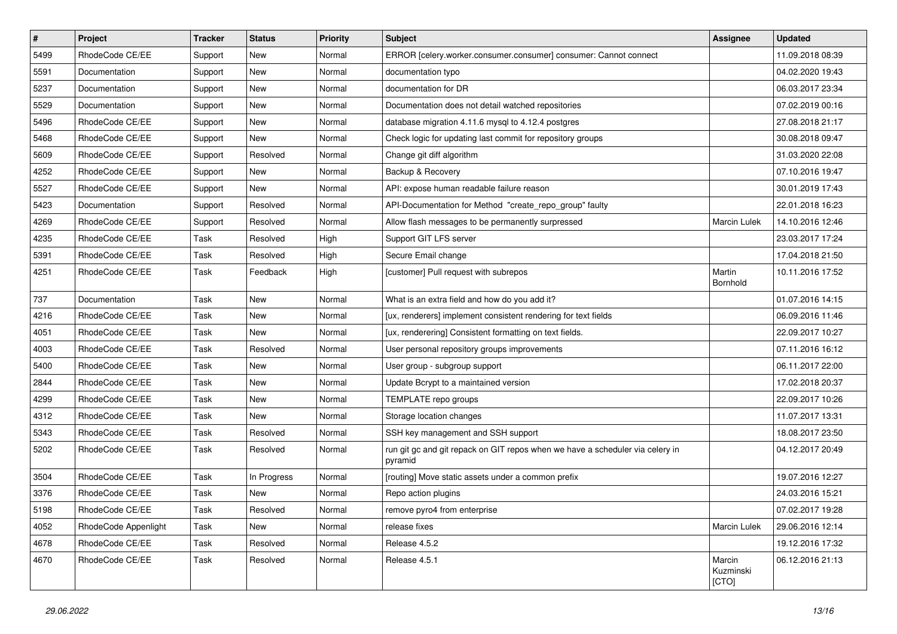| # | Project | Tracker | Status | Priority | Subject | Assignee | Updated |
|---|---|---|---|---|---|---|---|
| 5499 | RhodeCode CE/EE | Support | New | Normal | ERROR [celery.worker.consumer.consumer] consumer: Cannot connect | | 11.09.2018 08:39 |
| 5591 | Documentation | Support | New | Normal | documentation typo | | 04.02.2020 19:43 |
| 5237 | Documentation | Support | New | Normal | documentation for DR | | 06.03.2017 23:34 |
| 5529 | Documentation | Support | New | Normal | Documentation does not detail watched repositories | | 07.02.2019 00:16 |
| 5496 | RhodeCode CE/EE | Support | New | Normal | database migration 4.11.6 mysql to 4.12.4 postgres | | 27.08.2018 21:17 |
| 5468 | RhodeCode CE/EE | Support | New | Normal | Check logic for updating last commit for repository groups | | 30.08.2018 09:47 |
| 5609 | RhodeCode CE/EE | Support | Resolved | Normal | Change git diff algorithm | | 31.03.2020 22:08 |
| 4252 | RhodeCode CE/EE | Support | New | Normal | Backup & Recovery | | 07.10.2016 19:47 |
| 5527 | RhodeCode CE/EE | Support | New | Normal | API: expose human readable failure reason | | 30.01.2019 17:43 |
| 5423 | Documentation | Support | Resolved | Normal | API-Documentation for Method "create_repo_group" faulty | | 22.01.2018 16:23 |
| 4269 | RhodeCode CE/EE | Support | Resolved | Normal | Allow flash messages to be permanently surpressed | Marcin Lulek | 14.10.2016 12:46 |
| 4235 | RhodeCode CE/EE | Task | Resolved | High | Support GIT LFS server | | 23.03.2017 17:24 |
| 5391 | RhodeCode CE/EE | Task | Resolved | High | Secure Email change | | 17.04.2018 21:50 |
| 4251 | RhodeCode CE/EE | Task | Feedback | High | [customer] Pull request with subrepos | Martin Bornhold | 10.11.2016 17:52 |
| 737 | Documentation | Task | New | Normal | What is an extra field and how do you add it? | | 01.07.2016 14:15 |
| 4216 | RhodeCode CE/EE | Task | New | Normal | [ux, renderers] implement consistent rendering for text fields | | 06.09.2016 11:46 |
| 4051 | RhodeCode CE/EE | Task | New | Normal | [ux, renderering] Consistent formatting on text fields. | | 22.09.2017 10:27 |
| 4003 | RhodeCode CE/EE | Task | Resolved | Normal | User personal repository groups improvements | | 07.11.2016 16:12 |
| 5400 | RhodeCode CE/EE | Task | New | Normal | User group - subgroup support | | 06.11.2017 22:00 |
| 2844 | RhodeCode CE/EE | Task | New | Normal | Update Bcrypt to a maintained version | | 17.02.2018 20:37 |
| 4299 | RhodeCode CE/EE | Task | New | Normal | TEMPLATE repo groups | | 22.09.2017 10:26 |
| 4312 | RhodeCode CE/EE | Task | New | Normal | Storage location changes | | 11.07.2017 13:31 |
| 5343 | RhodeCode CE/EE | Task | Resolved | Normal | SSH key management and SSH support | | 18.08.2017 23:50 |
| 5202 | RhodeCode CE/EE | Task | Resolved | Normal | run git gc and git repack on GIT repos when we have a scheduler via celery in pyramid | | 04.12.2017 20:49 |
| 3504 | RhodeCode CE/EE | Task | In Progress | Normal | [routing] Move static assets under a common prefix | | 19.07.2016 12:27 |
| 3376 | RhodeCode CE/EE | Task | New | Normal | Repo action plugins | | 24.03.2016 15:21 |
| 5198 | RhodeCode CE/EE | Task | Resolved | Normal | remove pyro4 from enterprise | | 07.02.2017 19:28 |
| 4052 | RhodeCode Appenlight | Task | New | Normal | release fixes | Marcin Lulek | 29.06.2016 12:14 |
| 4678 | RhodeCode CE/EE | Task | Resolved | Normal | Release 4.5.2 | | 19.12.2016 17:32 |
| 4670 | RhodeCode CE/EE | Task | Resolved | Normal | Release 4.5.1 | Marcin Kuzminski [CTO] | 06.12.2016 21:13 |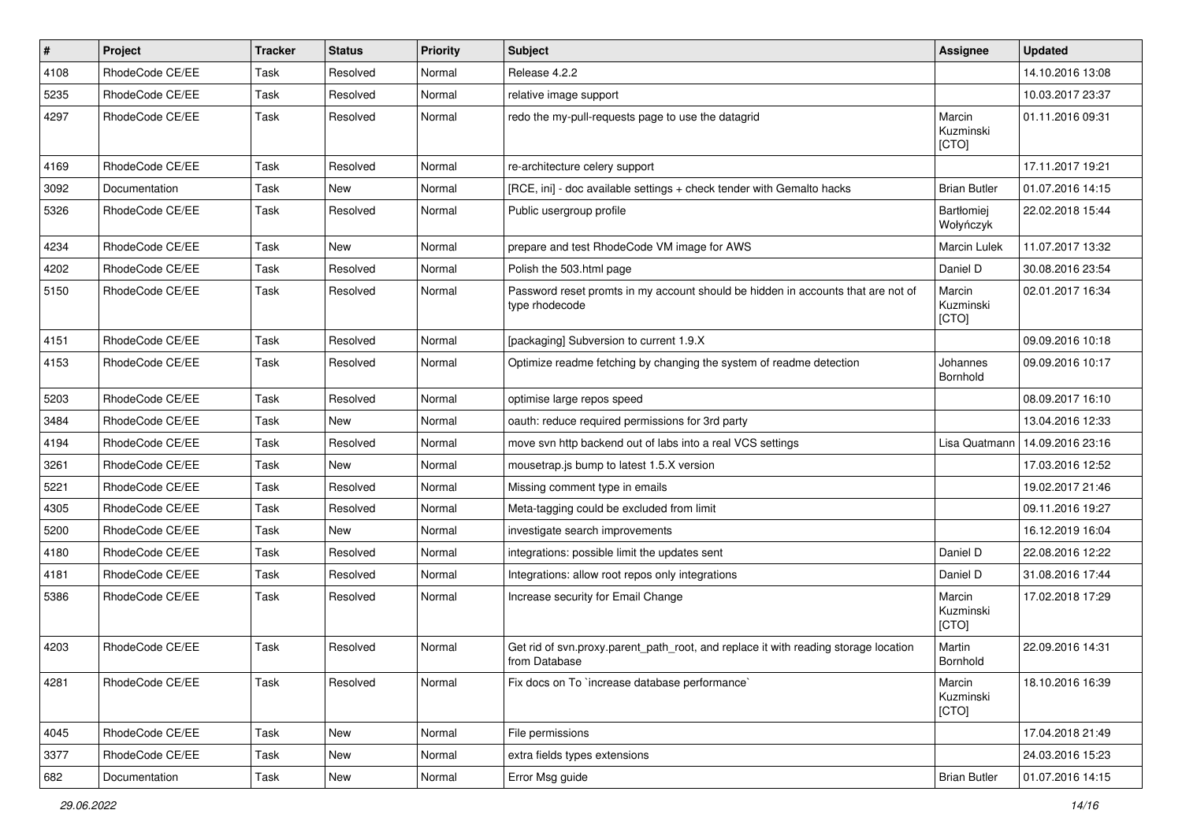| # | Project | Tracker | Status | Priority | Subject | Assignee | Updated |
|---|---|---|---|---|---|---|---|
| 4108 | RhodeCode CE/EE | Task | Resolved | Normal | Release 4.2.2 | | 14.10.2016 13:08 |
| 5235 | RhodeCode CE/EE | Task | Resolved | Normal | relative image support | | 10.03.2017 23:37 |
| 4297 | RhodeCode CE/EE | Task | Resolved | Normal | redo the my-pull-requests page to use the datagrid | Marcin Kuzminski [CTO] | 01.11.2016 09:31 |
| 4169 | RhodeCode CE/EE | Task | Resolved | Normal | re-architecture celery support | | 17.11.2017 19:21 |
| 3092 | Documentation | Task | New | Normal | [RCE, ini] - doc available settings + check tender with Gemalto hacks | Brian Butler | 01.07.2016 14:15 |
| 5326 | RhodeCode CE/EE | Task | Resolved | Normal | Public usergroup profile | Bartłomiej Wołyńczyk | 22.02.2018 15:44 |
| 4234 | RhodeCode CE/EE | Task | New | Normal | prepare and test RhodeCode VM image for AWS | Marcin Lulek | 11.07.2017 13:32 |
| 4202 | RhodeCode CE/EE | Task | Resolved | Normal | Polish the 503.html page | Daniel D | 30.08.2016 23:54 |
| 5150 | RhodeCode CE/EE | Task | Resolved | Normal | Password reset promts in my account should be hidden in accounts that are not of type rhodecode | Marcin Kuzminski [CTO] | 02.01.2017 16:34 |
| 4151 | RhodeCode CE/EE | Task | Resolved | Normal | [packaging] Subversion to current 1.9.X | | 09.09.2016 10:18 |
| 4153 | RhodeCode CE/EE | Task | Resolved | Normal | Optimize readme fetching by changing the system of readme detection | Johannes Bornhold | 09.09.2016 10:17 |
| 5203 | RhodeCode CE/EE | Task | Resolved | Normal | optimise large repos speed | | 08.09.2017 16:10 |
| 3484 | RhodeCode CE/EE | Task | New | Normal | oauth: reduce required permissions for 3rd party | | 13.04.2016 12:33 |
| 4194 | RhodeCode CE/EE | Task | Resolved | Normal | move svn http backend out of labs into a real VCS settings | Lisa Quatmann | 14.09.2016 23:16 |
| 3261 | RhodeCode CE/EE | Task | New | Normal | mousetrap.js bump to latest 1.5.X version | | 17.03.2016 12:52 |
| 5221 | RhodeCode CE/EE | Task | Resolved | Normal | Missing comment type in emails | | 19.02.2017 21:46 |
| 4305 | RhodeCode CE/EE | Task | Resolved | Normal | Meta-tagging could be excluded from limit | | 09.11.2016 19:27 |
| 5200 | RhodeCode CE/EE | Task | New | Normal | investigate search improvements | | 16.12.2019 16:04 |
| 4180 | RhodeCode CE/EE | Task | Resolved | Normal | integrations: possible limit the updates sent | Daniel D | 22.08.2016 12:22 |
| 4181 | RhodeCode CE/EE | Task | Resolved | Normal | Integrations: allow root repos only integrations | Daniel D | 31.08.2016 17:44 |
| 5386 | RhodeCode CE/EE | Task | Resolved | Normal | Increase security for Email Change | Marcin Kuzminski [CTO] | 17.02.2018 17:29 |
| 4203 | RhodeCode CE/EE | Task | Resolved | Normal | Get rid of svn.proxy.parent_path_root, and replace it with reading storage location from Database | Martin Bornhold | 22.09.2016 14:31 |
| 4281 | RhodeCode CE/EE | Task | Resolved | Normal | Fix docs on To `increase database performance` | Marcin Kuzminski [CTO] | 18.10.2016 16:39 |
| 4045 | RhodeCode CE/EE | Task | New | Normal | File permissions | | 17.04.2018 21:49 |
| 3377 | RhodeCode CE/EE | Task | New | Normal | extra fields types extensions | | 24.03.2016 15:23 |
| 682 | Documentation | Task | New | Normal | Error Msg guide | Brian Butler | 01.07.2016 14:15 |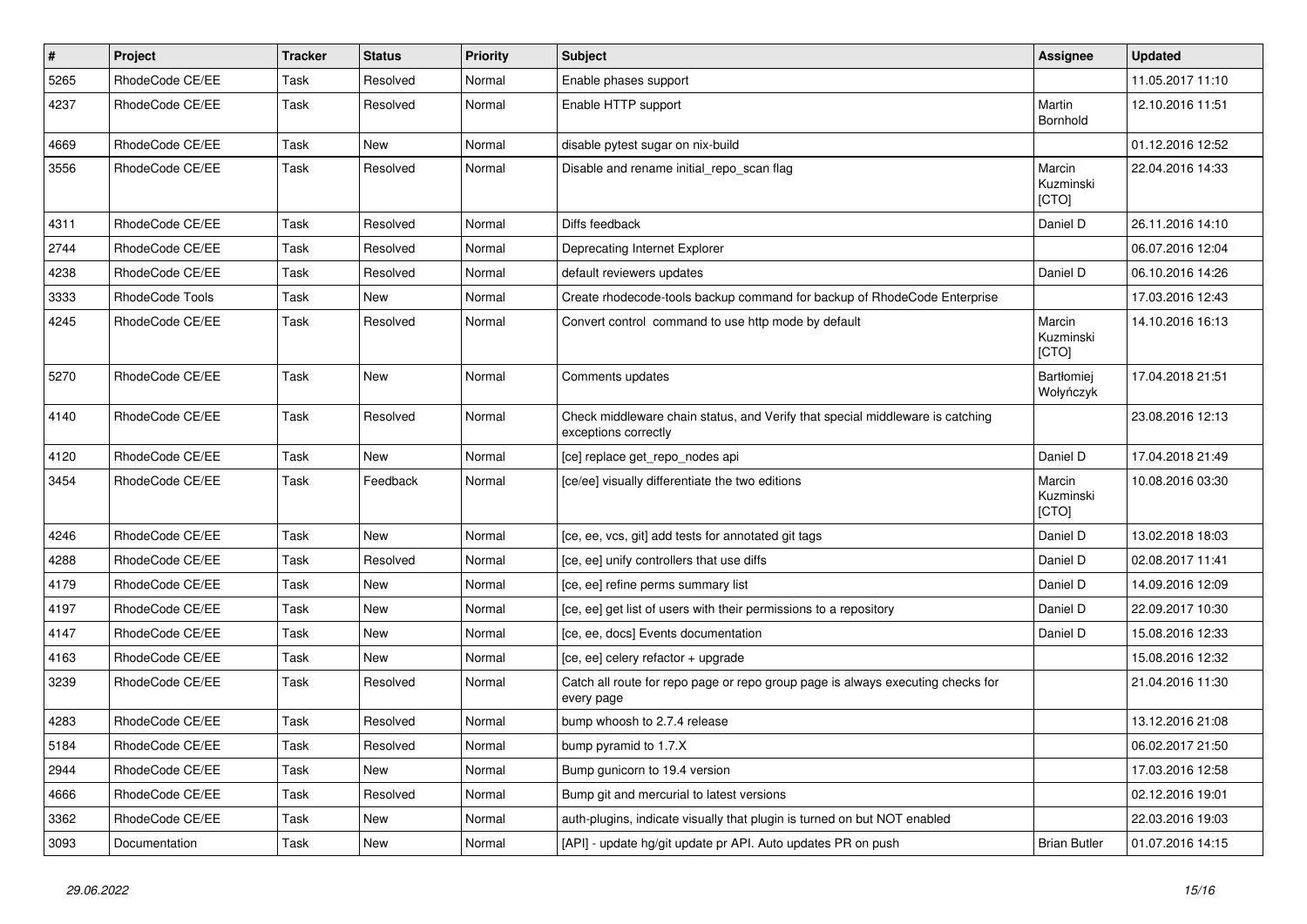| # | Project | Tracker | Status | Priority | Subject | Assignee | Updated |
|---|---|---|---|---|---|---|---|
| 5265 | RhodeCode CE/EE | Task | Resolved | Normal | Enable phases support | | 11.05.2017 11:10 |
| 4237 | RhodeCode CE/EE | Task | Resolved | Normal | Enable HTTP support | Martin Bornhold | 12.10.2016 11:51 |
| 4669 | RhodeCode CE/EE | Task | New | Normal | disable pytest sugar on nix-build | | 01.12.2016 12:52 |
| 3556 | RhodeCode CE/EE | Task | Resolved | Normal | Disable and rename initial_repo_scan flag | Marcin Kuzminski [CTO] | 22.04.2016 14:33 |
| 4311 | RhodeCode CE/EE | Task | Resolved | Normal | Diffs feedback | Daniel D | 26.11.2016 14:10 |
| 2744 | RhodeCode CE/EE | Task | Resolved | Normal | Deprecating Internet Explorer | | 06.07.2016 12:04 |
| 4238 | RhodeCode CE/EE | Task | Resolved | Normal | default reviewers updates | Daniel D | 06.10.2016 14:26 |
| 3333 | RhodeCode Tools | Task | New | Normal | Create rhodecode-tools backup command for backup of RhodeCode Enterprise | | 17.03.2016 12:43 |
| 4245 | RhodeCode CE/EE | Task | Resolved | Normal | Convert control command to use http mode by default | Marcin Kuzminski [CTO] | 14.10.2016 16:13 |
| 5270 | RhodeCode CE/EE | Task | New | Normal | Comments updates | Bartłomiej Wołyńczyk | 17.04.2018 21:51 |
| 4140 | RhodeCode CE/EE | Task | Resolved | Normal | Check middleware chain status, and Verify that special middleware is catching exceptions correctly | | 23.08.2016 12:13 |
| 4120 | RhodeCode CE/EE | Task | New | Normal | [ce] replace get_repo_nodes api | Daniel D | 17.04.2018 21:49 |
| 3454 | RhodeCode CE/EE | Task | Feedback | Normal | [ce/ee] visually differentiate the two editions | Marcin Kuzminski [CTO] | 10.08.2016 03:30 |
| 4246 | RhodeCode CE/EE | Task | New | Normal | [ce, ee, vcs, git] add tests for annotated git tags | Daniel D | 13.02.2018 18:03 |
| 4288 | RhodeCode CE/EE | Task | Resolved | Normal | [ce, ee] unify controllers that use diffs | Daniel D | 02.08.2017 11:41 |
| 4179 | RhodeCode CE/EE | Task | New | Normal | [ce, ee] refine perms summary list | Daniel D | 14.09.2016 12:09 |
| 4197 | RhodeCode CE/EE | Task | New | Normal | [ce, ee] get list of users with their permissions to a repository | Daniel D | 22.09.2017 10:30 |
| 4147 | RhodeCode CE/EE | Task | New | Normal | [ce, ee, docs] Events documentation | Daniel D | 15.08.2016 12:33 |
| 4163 | RhodeCode CE/EE | Task | New | Normal | [ce, ee] celery refactor + upgrade | Daniel D | 15.08.2016 12:32 |
| 3239 | RhodeCode CE/EE | Task | Resolved | Normal | Catch all route for repo page or repo group page is always executing checks for every page | | 21.04.2016 11:30 |
| 4283 | RhodeCode CE/EE | Task | Resolved | Normal | bump whoosh to 2.7.4 release | | 13.12.2016 21:08 |
| 5184 | RhodeCode CE/EE | Task | Resolved | Normal | bump pyramid to 1.7.X | | 06.02.2017 21:50 |
| 2944 | RhodeCode CE/EE | Task | New | Normal | Bump gunicorn to 19.4 version | | 17.03.2016 12:58 |
| 4666 | RhodeCode CE/EE | Task | Resolved | Normal | Bump git and mercurial to latest versions | | 02.12.2016 19:01 |
| 3362 | RhodeCode CE/EE | Task | New | Normal | auth-plugins, indicate visually that plugin is turned on but NOT enabled | | 22.03.2016 19:03 |
| 3093 | Documentation | Task | New | Normal | [API] - update hg/git update pr API. Auto updates PR on push | Brian Butler | 01.07.2016 14:15 |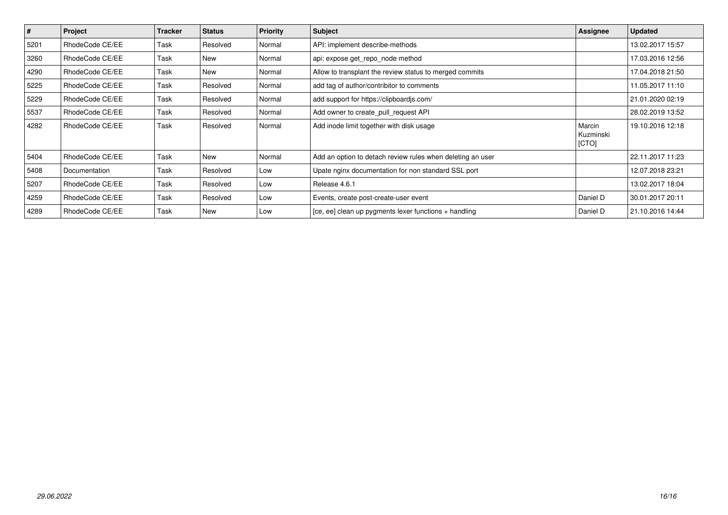| # | Project | Tracker | Status | Priority | Subject | Assignee | Updated |
|---|---|---|---|---|---|---|---|
| 5201 | RhodeCode CE/EE | Task | Resolved | Normal | API: implement describe-methods | | 13.02.2017 15:57 |
| 3260 | RhodeCode CE/EE | Task | New | Normal | api: expose get_repo_node method | | 17.03.2016 12:56 |
| 4290 | RhodeCode CE/EE | Task | New | Normal | Allow to transplant the review status to merged commits | | 17.04.2018 21:50 |
| 5225 | RhodeCode CE/EE | Task | Resolved | Normal | add tag of author/contribitor to comments | | 11.05.2017 11:10 |
| 5229 | RhodeCode CE/EE | Task | Resolved | Normal | add support for https://clipboardjs.com/ | | 21.01.2020 02:19 |
| 5537 | RhodeCode CE/EE | Task | Resolved | Normal | Add owner to create_pull_request API | | 28.02.2019 13:52 |
| 4282 | RhodeCode CE/EE | Task | Resolved | Normal | Add inode limit together with disk usage | Marcin Kuzminski [CTO] | 19.10.2016 12:18 |
| 5404 | RhodeCode CE/EE | Task | New | Normal | Add an option to detach review rules when deleting an user | | 22.11.2017 11:23 |
| 5408 | Documentation | Task | Resolved | Low | Upate nginx documentation for non standard SSL port | | 12.07.2018 23:21 |
| 5207 | RhodeCode CE/EE | Task | Resolved | Low | Release 4.6.1 | | 13.02.2017 18:04 |
| 4259 | RhodeCode CE/EE | Task | Resolved | Low | Events, create post-create-user event | Daniel D | 30.01.2017 20:11 |
| 4289 | RhodeCode CE/EE | Task | New | Low | [ce, ee] clean up pygments lexer functions + handling | Daniel D | 21.10.2016 14:44 |